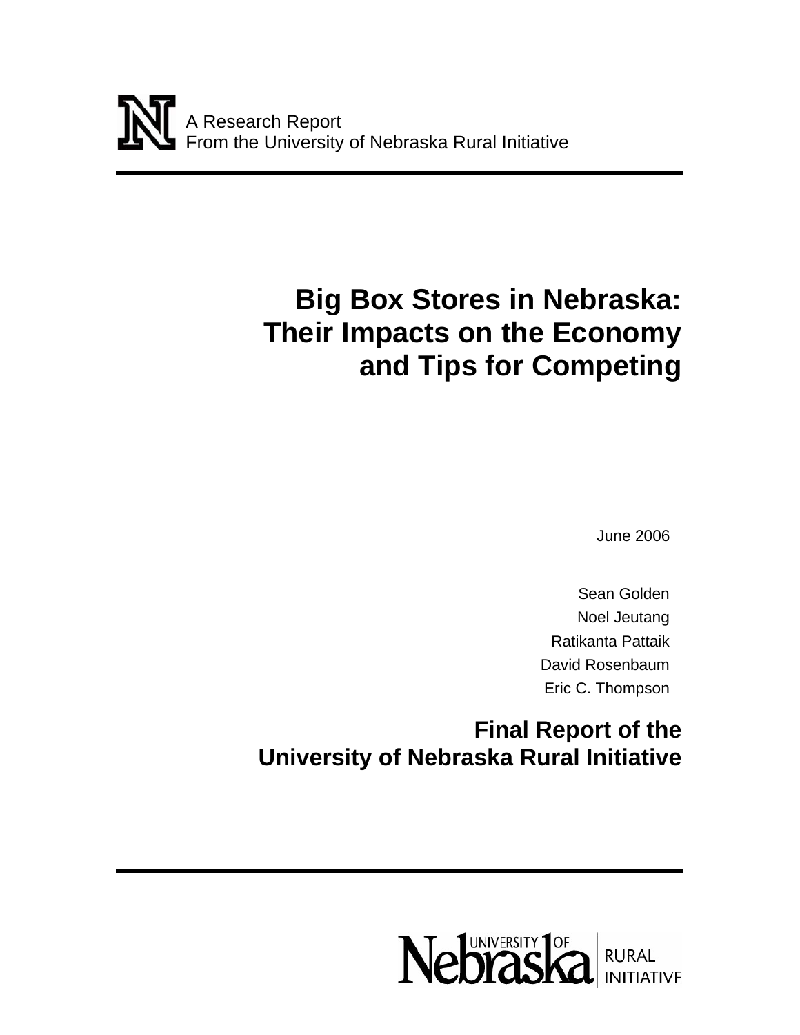A Research Report
From the University of Nebraska Rural Initiative

# Big Box Stores in Nebraska: Their Impacts on the Economy and Tips for Competing

June 2006

Sean Golden
Noel Jeutang
Ratikanta Pattaik
David Rosenbaum
Eric C. Thompson

## Final Report of the University of Nebraska Rural Initiative

University of Nebraska Rural Initiative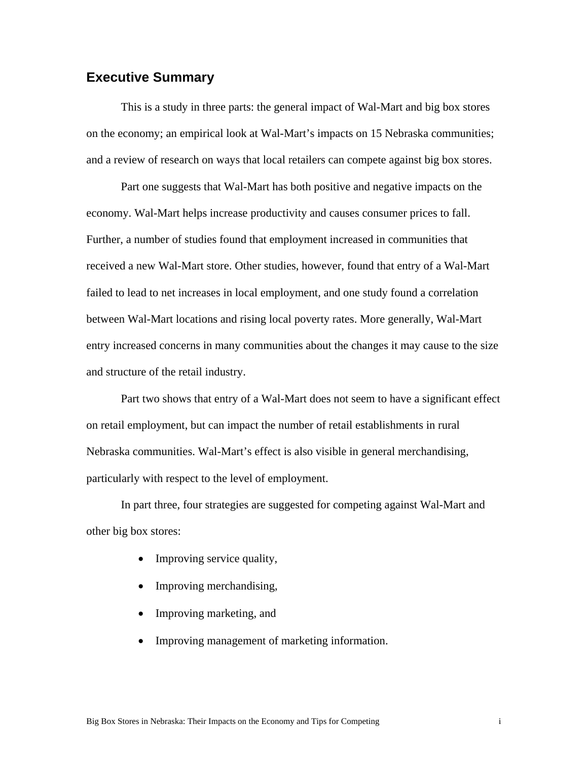## Executive Summary

This is a study in three parts: the general impact of Wal-Mart and big box stores on the economy; an empirical look at Wal-Mart's impacts on 15 Nebraska communities; and a review of research on ways that local retailers can compete against big box stores.

Part one suggests that Wal-Mart has both positive and negative impacts on the economy. Wal-Mart helps increase productivity and causes consumer prices to fall. Further, a number of studies found that employment increased in communities that received a new Wal-Mart store. Other studies, however, found that entry of a Wal-Mart failed to lead to net increases in local employment, and one study found a correlation between Wal-Mart locations and rising local poverty rates. More generally, Wal-Mart entry increased concerns in many communities about the changes it may cause to the size and structure of the retail industry.

Part two shows that entry of a Wal-Mart does not seem to have a significant effect on retail employment, but can impact the number of retail establishments in rural Nebraska communities. Wal-Mart's effect is also visible in general merchandising, particularly with respect to the level of employment.

In part three, four strategies are suggested for competing against Wal-Mart and other big box stores:

- Improving service quality,
- Improving merchandising,
- Improving marketing, and
- Improving management of marketing information.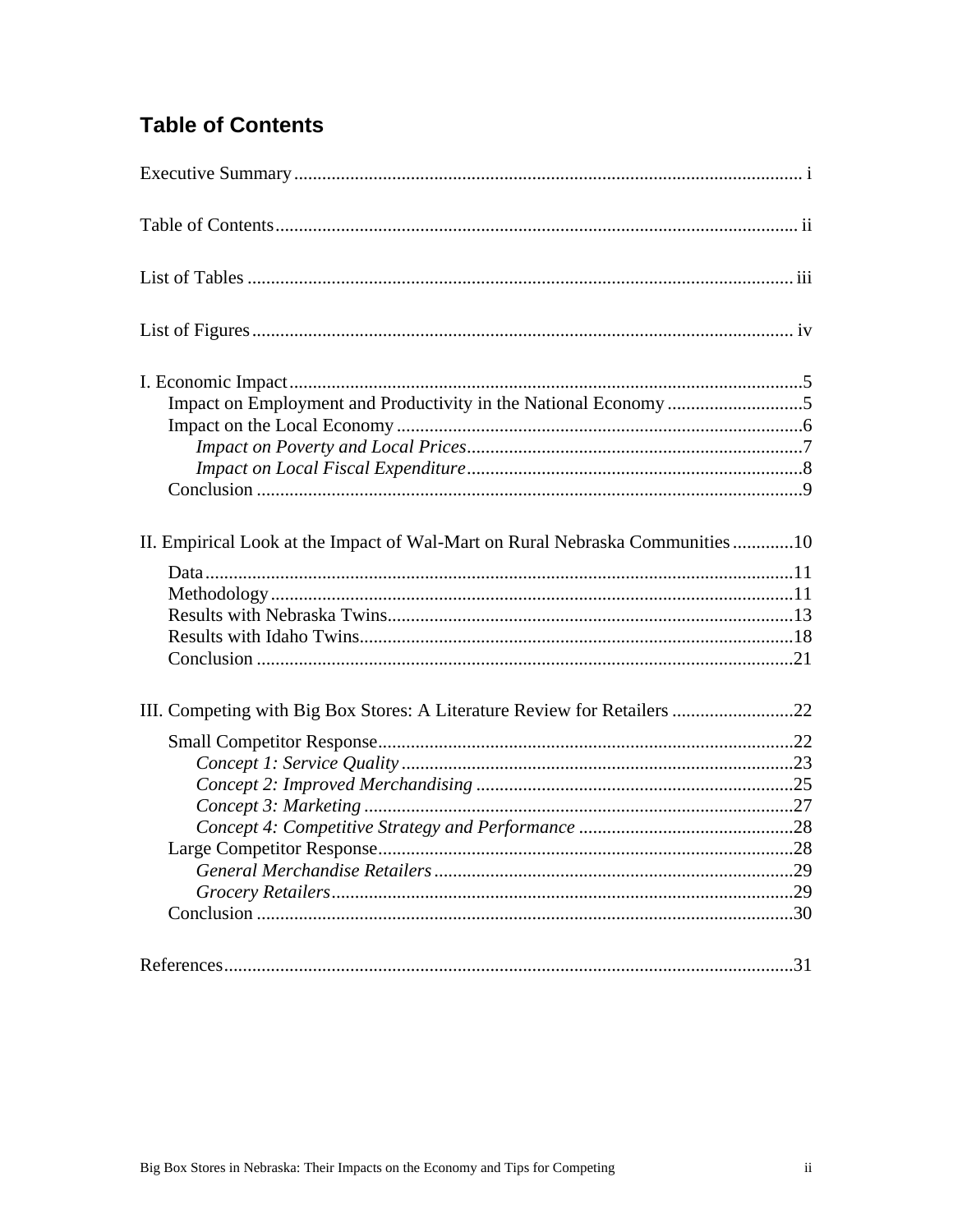## Table of Contents

Executive Summary ........................................................................................................ i

Table of Contents ........................................................................................................ ii

List of Tables ............................................................................................................. iii

List of Figures ............................................................................................................ iv

I. Economic Impact ....................................................................................................... 5
- Impact on Employment and Productivity in the National Economy ............................ 5
- Impact on the Local Economy ...................................................................................... 6
  - *Impact on Poverty and Local Prices* ........................................................................ 7
  - *Impact on Local Fiscal Expenditure* ........................................................................ 8
- Conclusion .................................................................................................................... 9

II. Empirical Look at the Impact of Wal-Mart on Rural Nebraska Communities ............. 10
- Data ............................................................................................................................. 11
- Methodology ................................................................................................................ 11
- Results with Nebraska Twins ....................................................................................... 13
- Results with Idaho Twins ............................................................................................. 18
- Conclusion ................................................................................................................... 21

III. Competing with Big Box Stores: A Literature Review for Retailers .......................... 22
- Small Competitor Response ......................................................................................... 22
  - *Concept 1: Service Quality* .................................................................................... 23
  - *Concept 2: Improved Merchandising* .................................................................... 25
  - *Concept 3: Marketing* ............................................................................................ 27
  - *Concept 4: Competitive Strategy and Performance* .............................................. 28
- Large Competitor Response ......................................................................................... 28
  - *General Merchandise Retailers* ............................................................................. 29
  - *Grocery Retailers* ................................................................................................... 29
- Conclusion ................................................................................................................... 30

References ...................................................................................................................... 31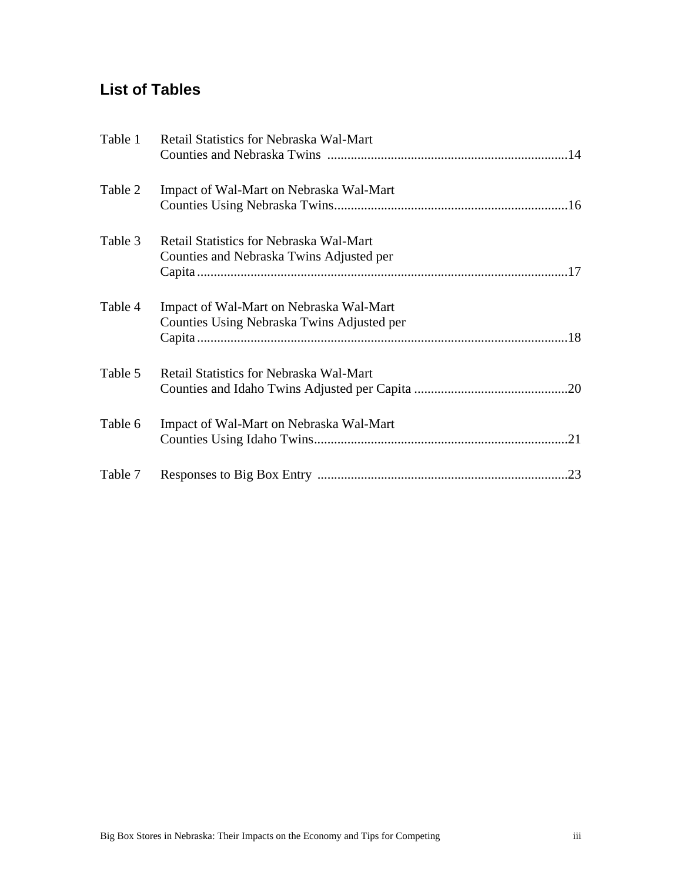## List of Tables

| | | |
|---|---|---|
| Table 1 | Retail Statistics for Nebraska Wal-Mart Counties and Nebraska Twins | 14 |
| Table 2 | Impact of Wal-Mart on Nebraska Wal-Mart Counties Using Nebraska Twins | 16 |
| Table 3 | Retail Statistics for Nebraska Wal-Mart Counties and Nebraska Twins Adjusted per Capita | 17 |
| Table 4 | Impact of Wal-Mart on Nebraska Wal-Mart Counties Using Nebraska Twins Adjusted per Capita | 18 |
| Table 5 | Retail Statistics for Nebraska Wal-Mart Counties and Idaho Twins Adjusted per Capita | 20 |
| Table 6 | Impact of Wal-Mart on Nebraska Wal-Mart Counties Using Idaho Twins | 21 |
| Table 7 | Responses to Big Box Entry | 23 |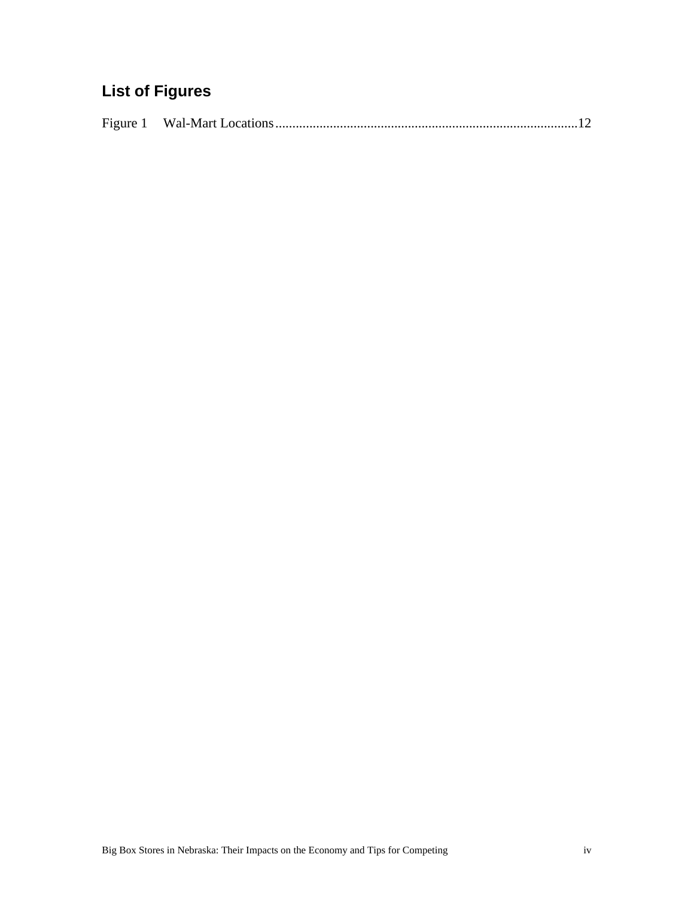## List of Figures

Figure 1 Wal-Mart Locations ........................................................................................12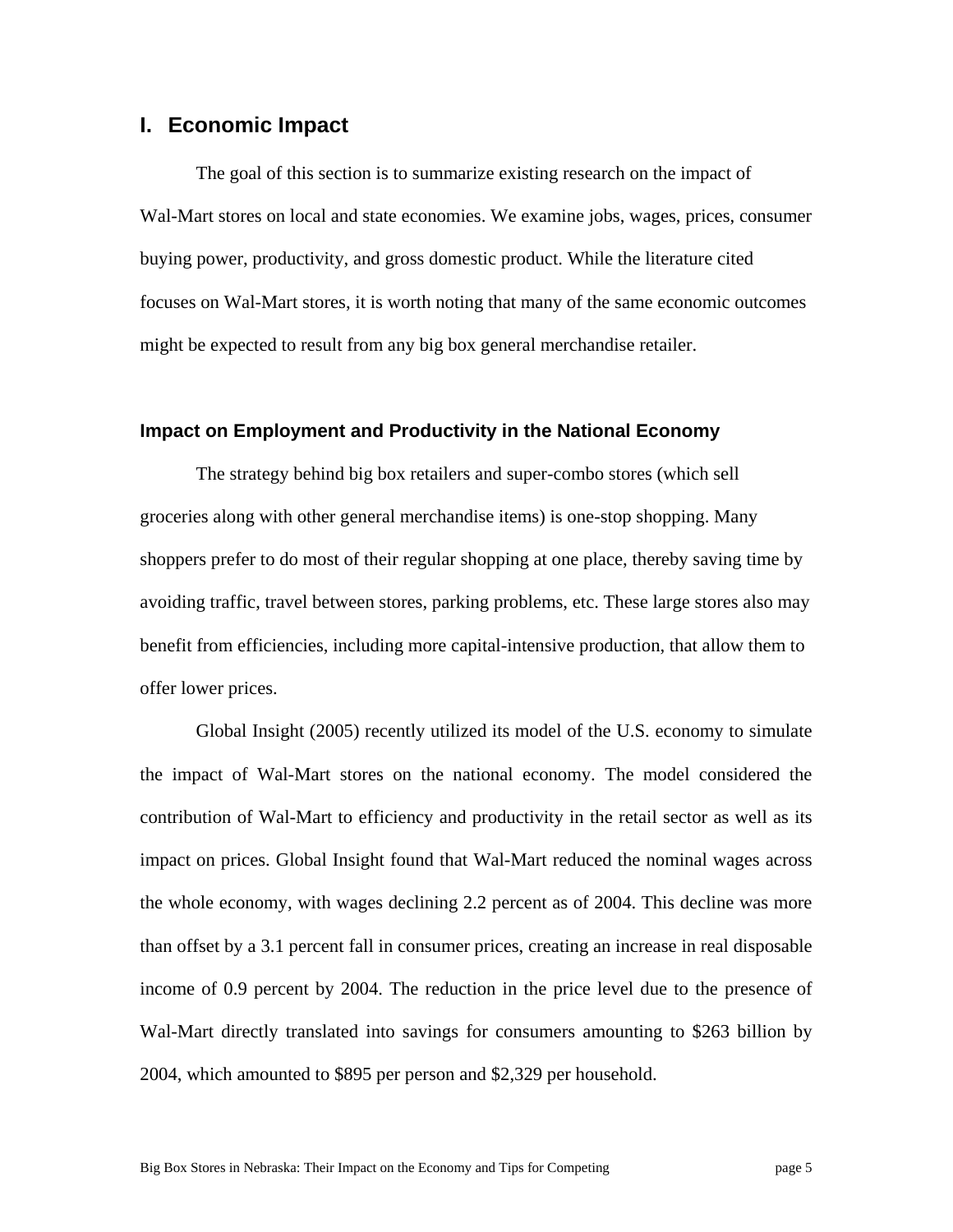# I. Economic Impact

The goal of this section is to summarize existing research on the impact of Wal-Mart stores on local and state economies. We examine jobs, wages, prices, consumer buying power, productivity, and gross domestic product. While the literature cited focuses on Wal-Mart stores, it is worth noting that many of the same economic outcomes might be expected to result from any big box general merchandise retailer.

## Impact on Employment and Productivity in the National Economy

The strategy behind big box retailers and super-combo stores (which sell groceries along with other general merchandise items) is one-stop shopping. Many shoppers prefer to do most of their regular shopping at one place, thereby saving time by avoiding traffic, travel between stores, parking problems, etc. These large stores also may benefit from efficiencies, including more capital-intensive production, that allow them to offer lower prices.

Global Insight (2005) recently utilized its model of the U.S. economy to simulate the impact of Wal-Mart stores on the national economy. The model considered the contribution of Wal-Mart to efficiency and productivity in the retail sector as well as its impact on prices. Global Insight found that Wal-Mart reduced the nominal wages across the whole economy, with wages declining 2.2 percent as of 2004. This decline was more than offset by a 3.1 percent fall in consumer prices, creating an increase in real disposable income of 0.9 percent by 2004. The reduction in the price level due to the presence of Wal-Mart directly translated into savings for consumers amounting to $263 billion by 2004, which amounted to $895 per person and $2,329 per household.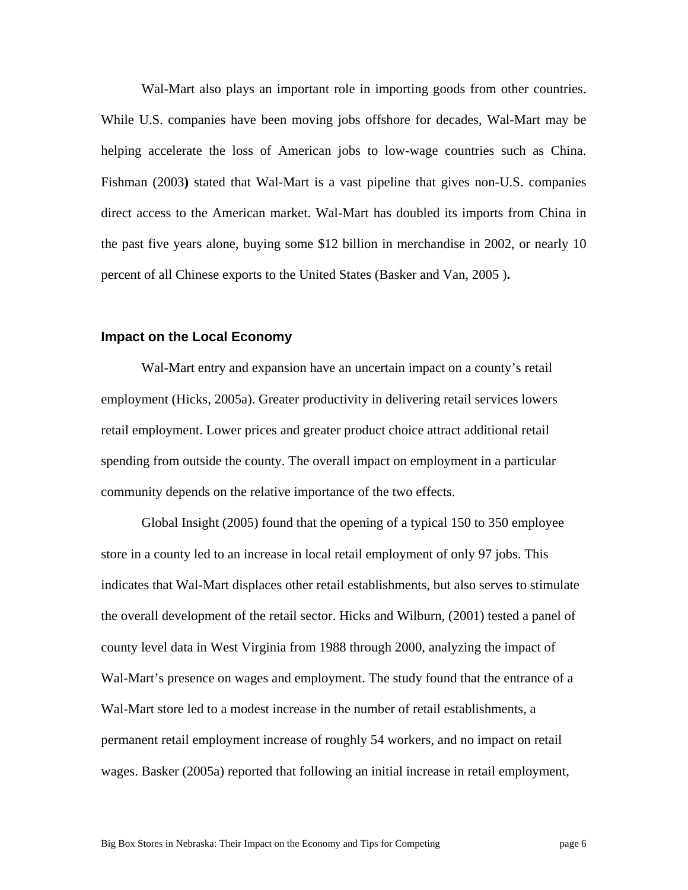Wal-Mart also plays an important role in importing goods from other countries. While U.S. companies have been moving jobs offshore for decades, Wal-Mart may be helping accelerate the loss of American jobs to low-wage countries such as China. Fishman (2003**)** stated that Wal-Mart is a vast pipeline that gives non-U.S. companies direct access to the American market. Wal-Mart has doubled its imports from China in the past five years alone, buying some $12 billion in merchandise in 2002, or nearly 10 percent of all Chinese exports to the United States (Basker and Van, 2005 )**.**

## Impact on the Local Economy

Wal-Mart entry and expansion have an uncertain impact on a county's retail employment (Hicks, 2005a). Greater productivity in delivering retail services lowers retail employment. Lower prices and greater product choice attract additional retail spending from outside the county. The overall impact on employment in a particular community depends on the relative importance of the two effects.

Global Insight (2005) found that the opening of a typical 150 to 350 employee store in a county led to an increase in local retail employment of only 97 jobs. This indicates that Wal-Mart displaces other retail establishments, but also serves to stimulate the overall development of the retail sector. Hicks and Wilburn, (2001) tested a panel of county level data in West Virginia from 1988 through 2000, analyzing the impact of Wal-Mart's presence on wages and employment. The study found that the entrance of a Wal-Mart store led to a modest increase in the number of retail establishments, a permanent retail employment increase of roughly 54 workers, and no impact on retail wages. Basker (2005a) reported that following an initial increase in retail employment,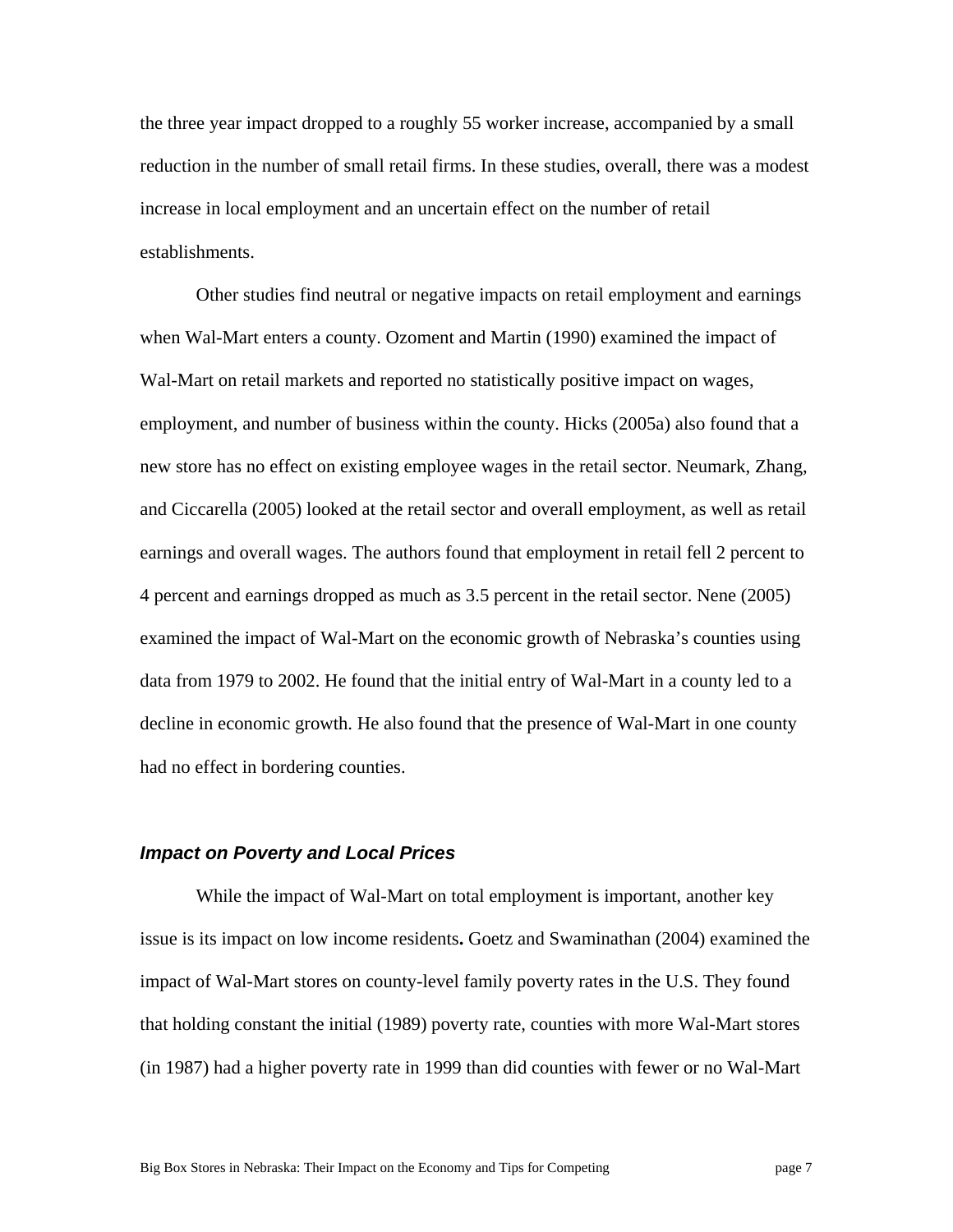the three year impact dropped to a roughly 55 worker increase, accompanied by a small reduction in the number of small retail firms. In these studies, overall, there was a modest increase in local employment and an uncertain effect on the number of retail establishments.

Other studies find neutral or negative impacts on retail employment and earnings when Wal-Mart enters a county. Ozoment and Martin (1990) examined the impact of Wal-Mart on retail markets and reported no statistically positive impact on wages, employment, and number of business within the county. Hicks (2005a) also found that a new store has no effect on existing employee wages in the retail sector. Neumark, Zhang, and Ciccarella (2005) looked at the retail sector and overall employment, as well as retail earnings and overall wages. The authors found that employment in retail fell 2 percent to 4 percent and earnings dropped as much as 3.5 percent in the retail sector. Nene (2005) examined the impact of Wal-Mart on the economic growth of Nebraska's counties using data from 1979 to 2002. He found that the initial entry of Wal-Mart in a county led to a decline in economic growth. He also found that the presence of Wal-Mart in one county had no effect in bordering counties.

### *Impact on Poverty and Local Prices*

While the impact of Wal-Mart on total employment is important, another key issue is its impact on low income residents**.** Goetz and Swaminathan (2004) examined the impact of Wal-Mart stores on county-level family poverty rates in the U.S. They found that holding constant the initial (1989) poverty rate, counties with more Wal-Mart stores (in 1987) had a higher poverty rate in 1999 than did counties with fewer or no Wal-Mart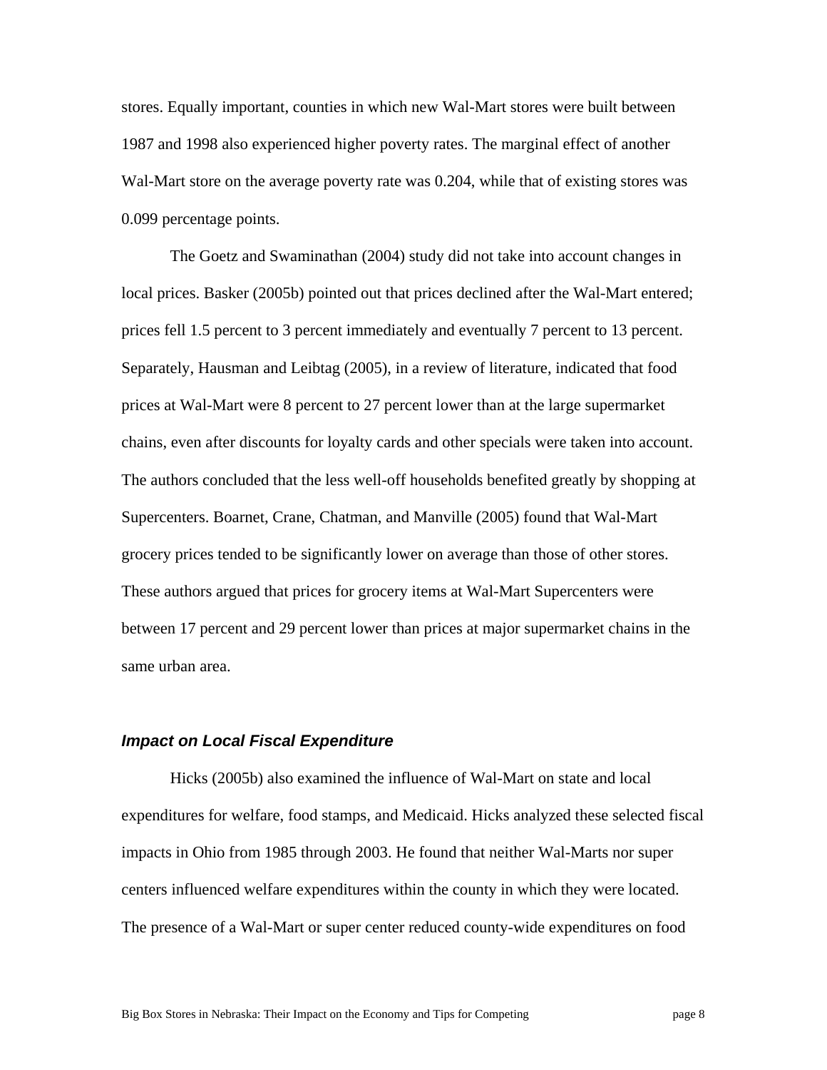stores. Equally important, counties in which new Wal-Mart stores were built between 1987 and 1998 also experienced higher poverty rates. The marginal effect of another Wal-Mart store on the average poverty rate was 0.204, while that of existing stores was 0.099 percentage points.

The Goetz and Swaminathan (2004) study did not take into account changes in local prices. Basker (2005b) pointed out that prices declined after the Wal-Mart entered; prices fell 1.5 percent to 3 percent immediately and eventually 7 percent to 13 percent. Separately, Hausman and Leibtag (2005), in a review of literature, indicated that food prices at Wal-Mart were 8 percent to 27 percent lower than at the large supermarket chains, even after discounts for loyalty cards and other specials were taken into account. The authors concluded that the less well-off households benefited greatly by shopping at Supercenters. Boarnet, Crane, Chatman, and Manville (2005) found that Wal-Mart grocery prices tended to be significantly lower on average than those of other stores. These authors argued that prices for grocery items at Wal-Mart Supercenters were between 17 percent and 29 percent lower than prices at major supermarket chains in the same urban area.

### *Impact on Local Fiscal Expenditure*

Hicks (2005b) also examined the influence of Wal-Mart on state and local expenditures for welfare, food stamps, and Medicaid. Hicks analyzed these selected fiscal impacts in Ohio from 1985 through 2003. He found that neither Wal-Marts nor super centers influenced welfare expenditures within the county in which they were located. The presence of a Wal-Mart or super center reduced county-wide expenditures on food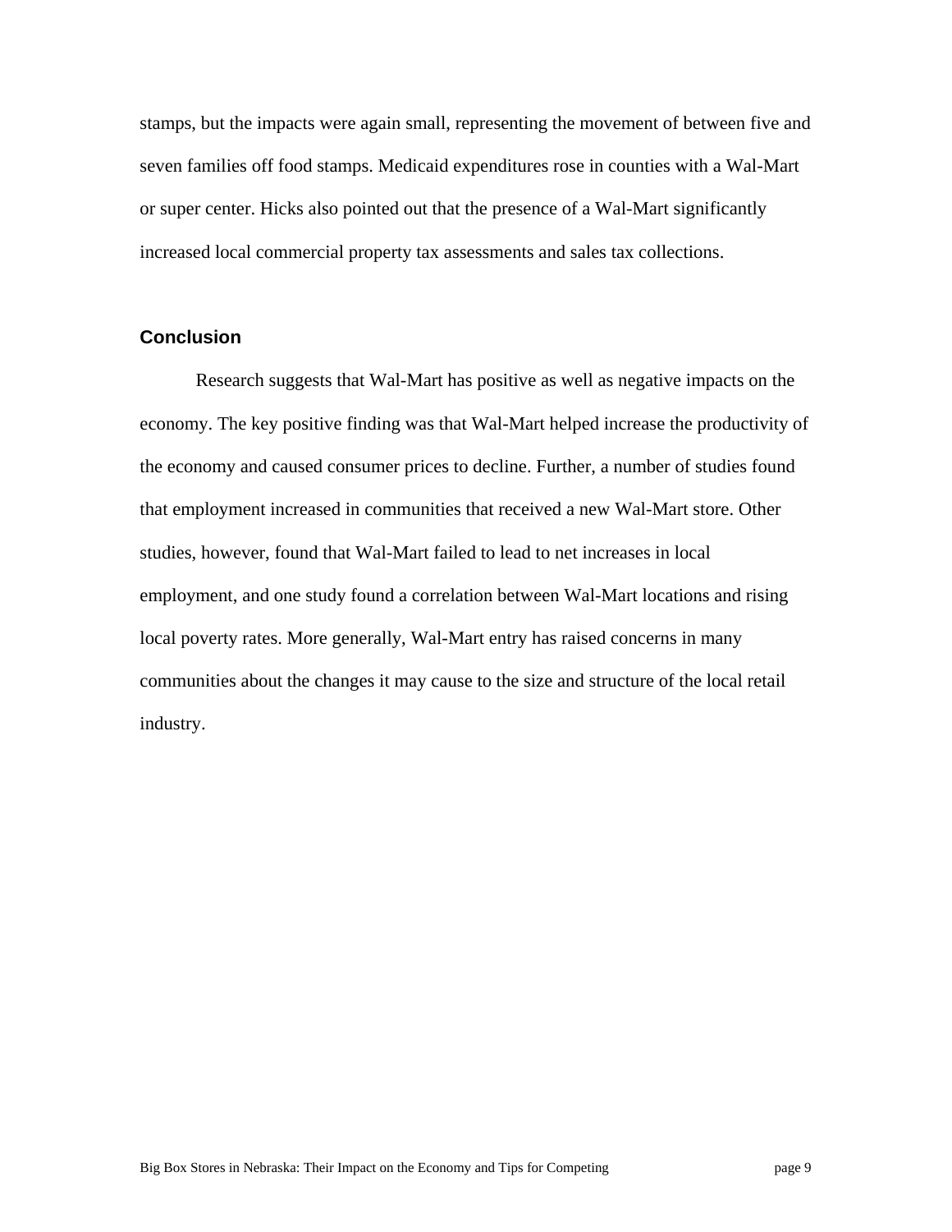stamps, but the impacts were again small, representing the movement of between five and seven families off food stamps. Medicaid expenditures rose in counties with a Wal-Mart or super center. Hicks also pointed out that the presence of a Wal-Mart significantly increased local commercial property tax assessments and sales tax collections.

## Conclusion

Research suggests that Wal-Mart has positive as well as negative impacts on the economy. The key positive finding was that Wal-Mart helped increase the productivity of the economy and caused consumer prices to decline. Further, a number of studies found that employment increased in communities that received a new Wal-Mart store. Other studies, however, found that Wal-Mart failed to lead to net increases in local employment, and one study found a correlation between Wal-Mart locations and rising local poverty rates. More generally, Wal-Mart entry has raised concerns in many communities about the changes it may cause to the size and structure of the local retail industry.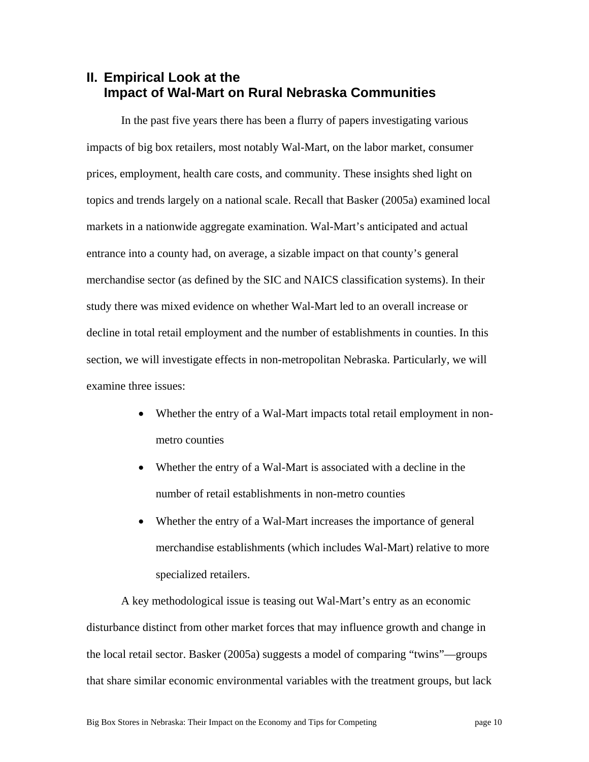## II. Empirical Look at the Impact of Wal-Mart on Rural Nebraska Communities

In the past five years there has been a flurry of papers investigating various impacts of big box retailers, most notably Wal-Mart, on the labor market, consumer prices, employment, health care costs, and community. These insights shed light on topics and trends largely on a national scale. Recall that Basker (2005a) examined local markets in a nationwide aggregate examination. Wal-Mart's anticipated and actual entrance into a county had, on average, a sizable impact on that county's general merchandise sector (as defined by the SIC and NAICS classification systems). In their study there was mixed evidence on whether Wal-Mart led to an overall increase or decline in total retail employment and the number of establishments in counties. In this section, we will investigate effects in non-metropolitan Nebraska. Particularly, we will examine three issues:

- Whether the entry of a Wal-Mart impacts total retail employment in non-metro counties
- Whether the entry of a Wal-Mart is associated with a decline in the number of retail establishments in non-metro counties
- Whether the entry of a Wal-Mart increases the importance of general merchandise establishments (which includes Wal-Mart) relative to more specialized retailers.

A key methodological issue is teasing out Wal-Mart's entry as an economic disturbance distinct from other market forces that may influence growth and change in the local retail sector. Basker (2005a) suggests a model of comparing "twins"—groups that share similar economic environmental variables with the treatment groups, but lack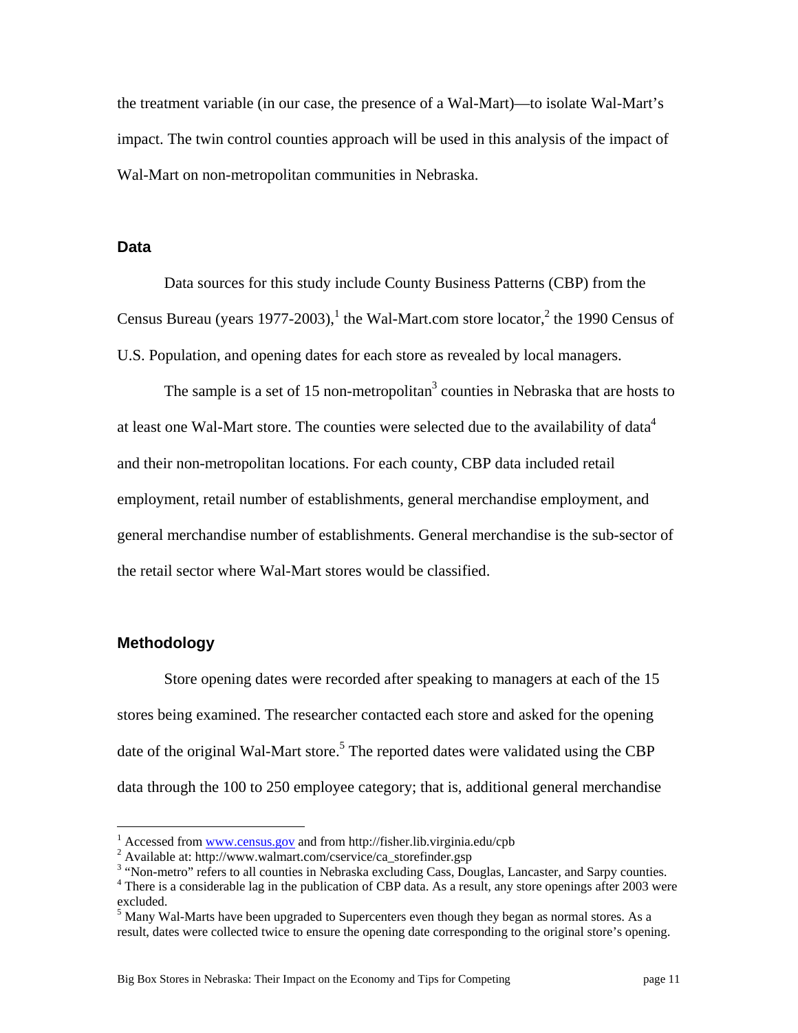the treatment variable (in our case, the presence of a Wal-Mart)—to isolate Wal-Mart's impact. The twin control counties approach will be used in this analysis of the impact of Wal-Mart on non-metropolitan communities in Nebraska.

## Data

Data sources for this study include County Business Patterns (CBP) from the Census Bureau (years 1977-2003),[1] the Wal-Mart.com store locator,[2] the 1990 Census of U.S. Population, and opening dates for each store as revealed by local managers.

The sample is a set of 15 non-metropolitan[3] counties in Nebraska that are hosts to at least one Wal-Mart store. The counties were selected due to the availability of data[4] and their non-metropolitan locations. For each county, CBP data included retail employment, retail number of establishments, general merchandise employment, and general merchandise number of establishments. General merchandise is the sub-sector of the retail sector where Wal-Mart stores would be classified.

## Methodology

Store opening dates were recorded after speaking to managers at each of the 15 stores being examined. The researcher contacted each store and asked for the opening date of the original Wal-Mart store.[5] The reported dates were validated using the CBP data through the 100 to 250 employee category; that is, additional general merchandise

---

[1] Accessed from www.census.gov and from http://fisher.lib.virginia.edu/cpb

[2] Available at: http://www.walmart.com/cservice/ca_storefinder.gsp

[3] "Non-metro" refers to all counties in Nebraska excluding Cass, Douglas, Lancaster, and Sarpy counties.

[4] There is a considerable lag in the publication of CBP data. As a result, any store openings after 2003 were excluded.

[5] Many Wal-Marts have been upgraded to Supercenters even though they began as normal stores. As a result, dates were collected twice to ensure the opening date corresponding to the original store's opening.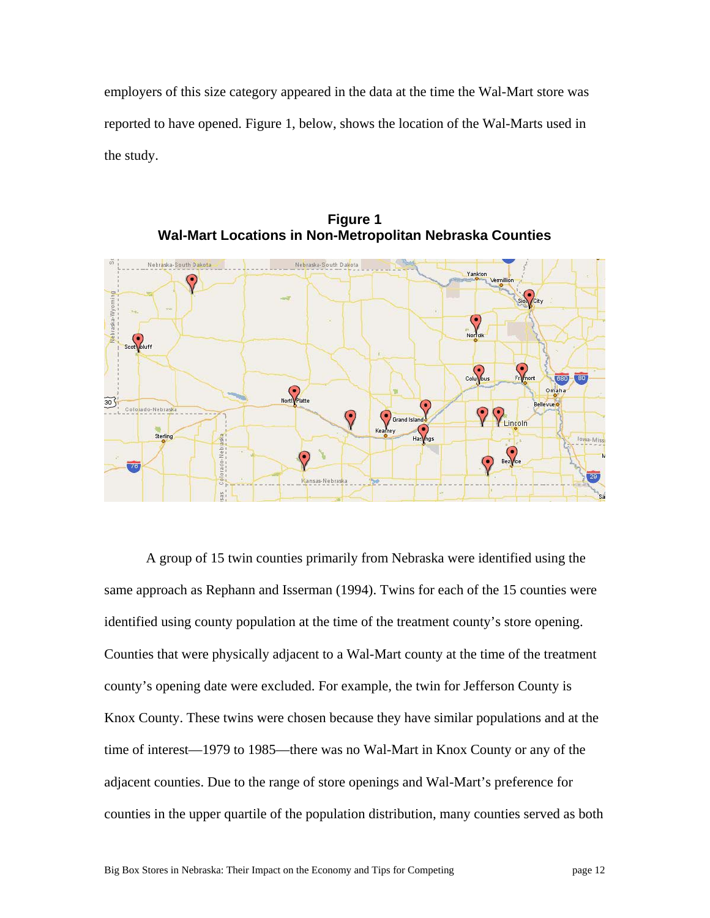employers of this size category appeared in the data at the time the Wal-Mart store was reported to have opened. Figure 1, below, shows the location of the Wal-Marts used in the study.

**Figure 1**
**Wal-Mart Locations in Non-Metropolitan Nebraska Counties**

A group of 15 twin counties primarily from Nebraska were identified using the same approach as Rephann and Isserman (1994). Twins for each of the 15 counties were identified using county population at the time of the treatment county's store opening. Counties that were physically adjacent to a Wal-Mart county at the time of the treatment county's opening date were excluded. For example, the twin for Jefferson County is Knox County. These twins were chosen because they have similar populations and at the time of interest—1979 to 1985—there was no Wal-Mart in Knox County or any of the adjacent counties. Due to the range of store openings and Wal-Mart's preference for counties in the upper quartile of the population distribution, many counties served as both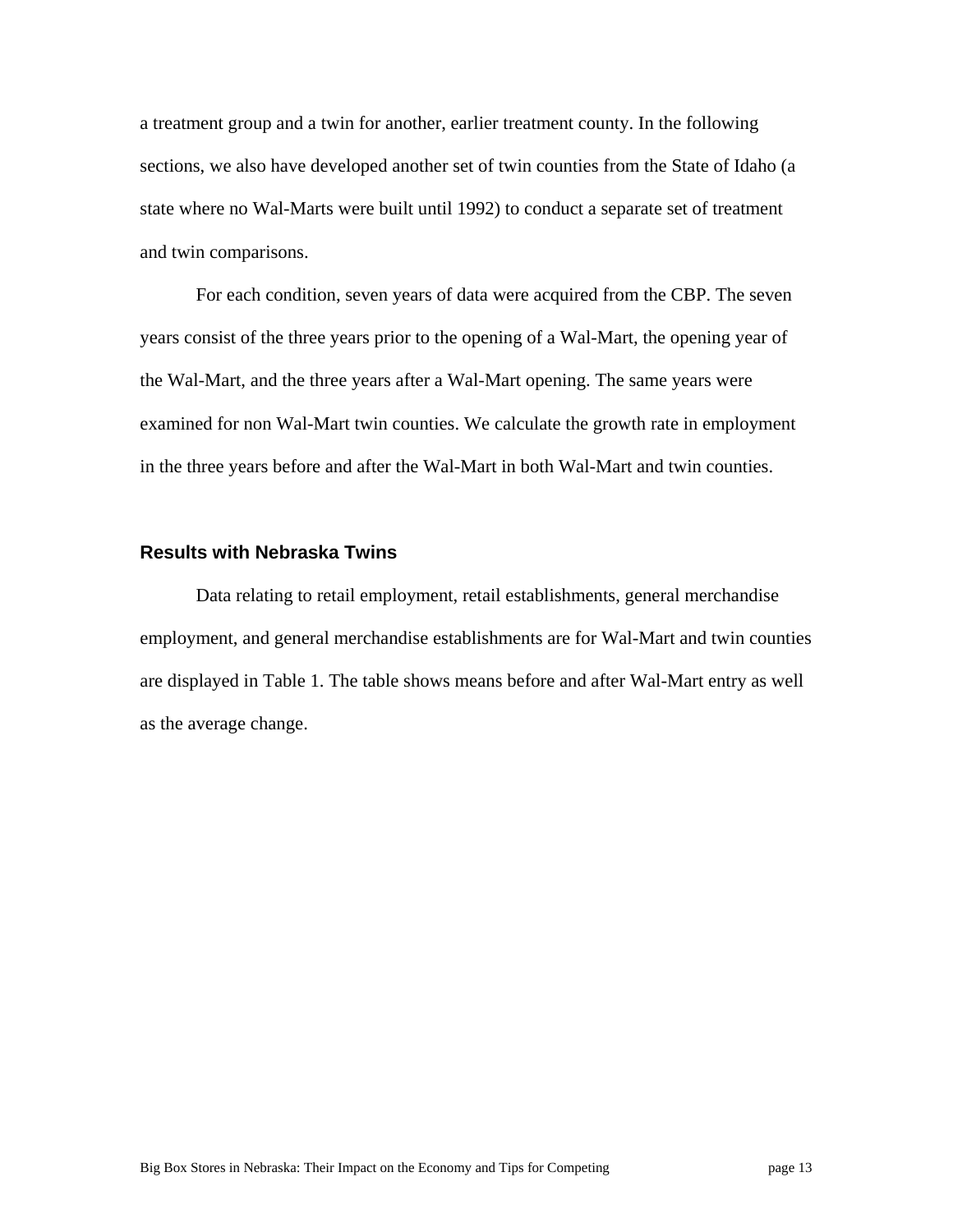a treatment group and a twin for another, earlier treatment county. In the following sections, we also have developed another set of twin counties from the State of Idaho (a state where no Wal-Marts were built until 1992) to conduct a separate set of treatment and twin comparisons.

For each condition, seven years of data were acquired from the CBP. The seven years consist of the three years prior to the opening of a Wal-Mart, the opening year of the Wal-Mart, and the three years after a Wal-Mart opening. The same years were examined for non Wal-Mart twin counties. We calculate the growth rate in employment in the three years before and after the Wal-Mart in both Wal-Mart and twin counties.

### Results with Nebraska Twins

Data relating to retail employment, retail establishments, general merchandise employment, and general merchandise establishments are for Wal-Mart and twin counties are displayed in Table 1. The table shows means before and after Wal-Mart entry as well as the average change.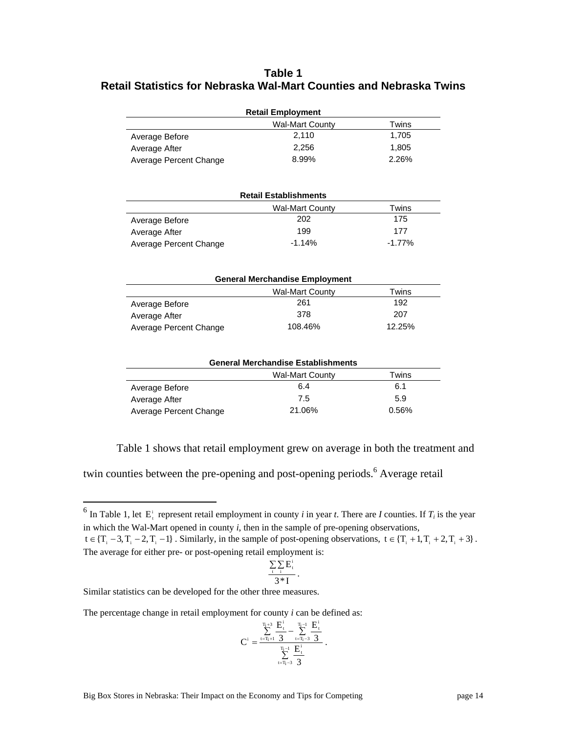## Table 1
## Retail Statistics for Nebraska Wal-Mart Counties and Nebraska Twins

**Retail Employment**

| | Wal-Mart County | Twins |
|---|---|---|
| Average Before | 2,110 | 1,705 |
| Average After | 2,256 | 1,805 |
| Average Percent Change | 8.99% | 2.26% |

**Retail Establishments**

| | Wal-Mart County | Twins |
|---|---|---|
| Average Before | 202 | 175 |
| Average After | 199 | 177 |
| Average Percent Change | -1.14% | -1.77% |

**General Merchandise Employment**

| | Wal-Mart County | Twins |
|---|---|---|
| Average Before | 261 | 192 |
| Average After | 378 | 207 |
| Average Percent Change | 108.46% | 12.25% |

**General Merchandise Establishments**

| | Wal-Mart County | Twins |
|---|---|---|
| Average Before | 6.4 | 6.1 |
| Average After | 7.5 | 5.9 |
| Average Percent Change | 21.06% | 0.56% |

Table 1 shows that retail employment grew on average in both the treatment and twin counties between the pre-opening and post-opening periods.[6] Average retail

---

[6] In Table 1, let $E_t^i$ represent retail employment in county *i* in year *t*. There are *I* counties. If $T_i$ is the year in which the Wal-Mart opened in county *i*, then in the sample of pre-opening observations, $t \in \{T_i - 3, T_i - 2, T_i - 1\}$. Similarly, in the sample of post-opening observations, $t \in \{T_i + 1, T_i + 2, T_i + 3\}$. The average for either pre- or post-opening retail employment is:

$$\frac{\sum_t \sum_i E_t^i}{3 * I}.$$

Similar statistics can be developed for the other three measures.

The percentage change in retail employment for county *i* can be defined as:

$$C^i = \frac{\sum_{t=T_i+1}^{T_i+3} \frac{E_t^i}{3} - \sum_{t=T_i-3}^{T_i-1} \frac{E_t^i}{3}}{\sum_{t=T_i-3}^{T_i-1} \frac{E_t^i}{3}}.$$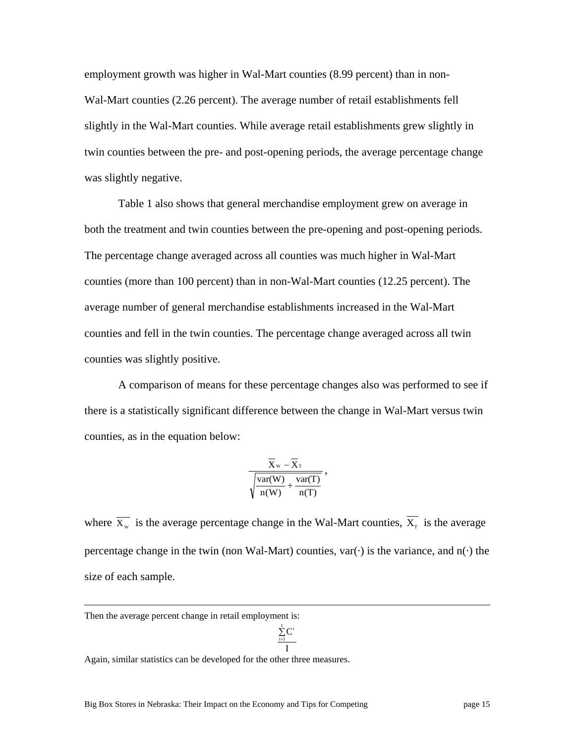employment growth was higher in Wal-Mart counties (8.99 percent) than in non-Wal-Mart counties (2.26 percent). The average number of retail establishments fell slightly in the Wal-Mart counties. While average retail establishments grew slightly in twin counties between the pre- and post-opening periods, the average percentage change was slightly negative.

Table 1 also shows that general merchandise employment grew on average in both the treatment and twin counties between the pre-opening and post-opening periods. The percentage change averaged across all counties was much higher in Wal-Mart counties (more than 100 percent) than in non-Wal-Mart counties (12.25 percent). The average number of general merchandise establishments increased in the Wal-Mart counties and fell in the twin counties. The percentage change averaged across all twin counties was slightly positive.

A comparison of means for these percentage changes also was performed to see if there is a statistically significant difference between the change in Wal-Mart versus twin counties, as in the equation below:

$$\frac{\overline{X}_W - \overline{X}_T}{\sqrt{\frac{\text{var}(W)}{n(W)} + \frac{\text{var}(T)}{n(T)}}},$$

where $\overline{X}_w$ is the average percentage change in the Wal-Mart counties, $\overline{X}_T$ is the average percentage change in the twin (non Wal-Mart) counties, var(·) is the variance, and n(·) the size of each sample.

---

Then the average percent change in retail employment is:

$$\frac{\sum_{i=1}^{I} C^i}{I}$$

Again, similar statistics can be developed for the other three measures.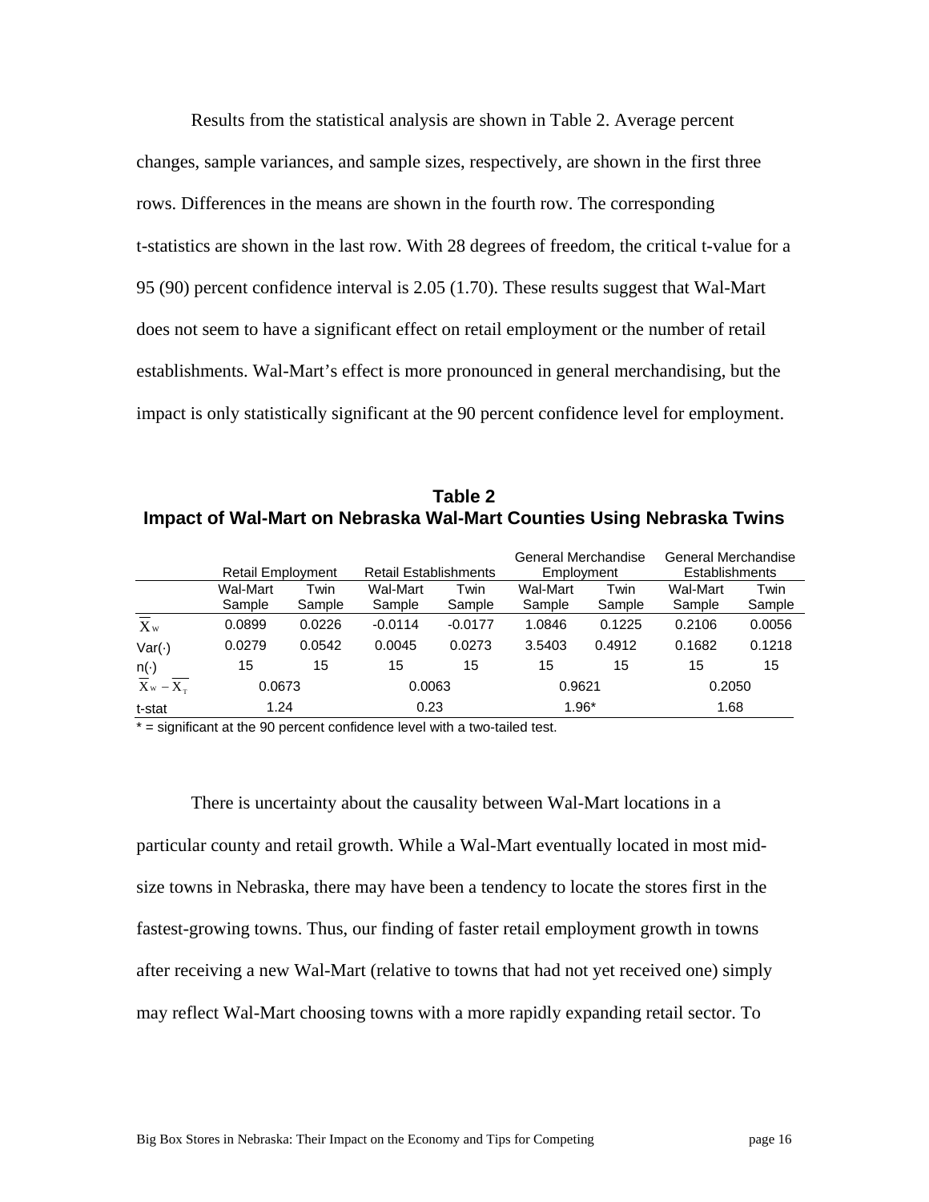Results from the statistical analysis are shown in Table 2. Average percent changes, sample variances, and sample sizes, respectively, are shown in the first three rows. Differences in the means are shown in the fourth row. The corresponding t-statistics are shown in the last row. With 28 degrees of freedom, the critical t-value for a 95 (90) percent confidence interval is 2.05 (1.70). These results suggest that Wal-Mart does not seem to have a significant effect on retail employment or the number of retail establishments. Wal-Mart's effect is more pronounced in general merchandising, but the impact is only statistically significant at the 90 percent confidence level for employment.

**Table 2**
**Impact of Wal-Mart on Nebraska Wal-Mart Counties Using Nebraska Twins**

| | Retail Employment | | Retail Establishments | | General Merchandise Employment | | General Merchandise Establishments | |
|---|---|---|---|---|---|---|---|---|
| | Wal-Mart Sample | Twin Sample | Wal-Mart Sample | Twin Sample | Wal-Mart Sample | Twin Sample | Wal-Mart Sample | Twin Sample |
| $\overline{X}_W$ | 0.0899 | 0.0226 | -0.0114 | -0.0177 | 1.0846 | 0.1225 | 0.2106 | 0.0056 |
| Var(·) | 0.0279 | 0.0542 | 0.0045 | 0.0273 | 3.5403 | 0.4912 | 0.1682 | 0.1218 |
| n(·) | 15 | 15 | 15 | 15 | 15 | 15 | 15 | 15 |
| $\overline{X}_W - \overline{X}_T$ | 0.0673 | | 0.0063 | | 0.9621 | | 0.2050 | |
| t-stat | 1.24 | | 0.23 | | 1.96* | | 1.68 | |

* = significant at the 90 percent confidence level with a two-tailed test.

There is uncertainty about the causality between Wal-Mart locations in a particular county and retail growth. While a Wal-Mart eventually located in most mid-size towns in Nebraska, there may have been a tendency to locate the stores first in the fastest-growing towns. Thus, our finding of faster retail employment growth in towns after receiving a new Wal-Mart (relative to towns that had not yet received one) simply may reflect Wal-Mart choosing towns with a more rapidly expanding retail sector. To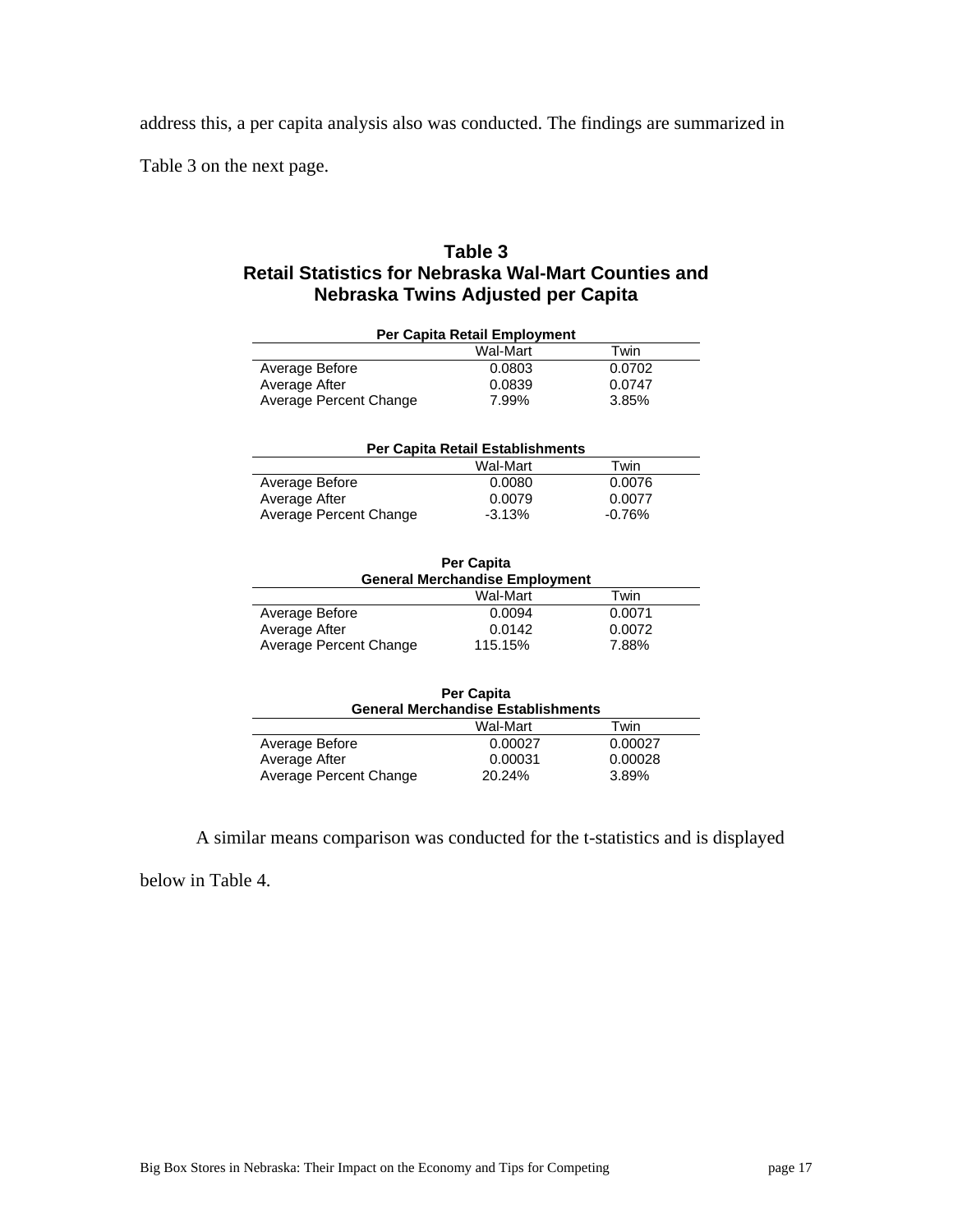address this, a per capita analysis also was conducted. The findings are summarized in Table 3 on the next page.

**Table 3**
**Retail Statistics for Nebraska Wal-Mart Counties and Nebraska Twins Adjusted per Capita**

**Per Capita Retail Employment**

| | Wal-Mart | Twin |
|---|---|---|
| Average Before | 0.0803 | 0.0702 |
| Average After | 0.0839 | 0.0747 |
| Average Percent Change | 7.99% | 3.85% |

**Per Capita Retail Establishments**

| | Wal-Mart | Twin |
|---|---|---|
| Average Before | 0.0080 | 0.0076 |
| Average After | 0.0079 | 0.0077 |
| Average Percent Change | -3.13% | -0.76% |

**Per Capita General Merchandise Employment**

| | Wal-Mart | Twin |
|---|---|---|
| Average Before | 0.0094 | 0.0071 |
| Average After | 0.0142 | 0.0072 |
| Average Percent Change | 115.15% | 7.88% |

**Per Capita General Merchandise Establishments**

| | Wal-Mart | Twin |
|---|---|---|
| Average Before | 0.00027 | 0.00027 |
| Average After | 0.00031 | 0.00028 |
| Average Percent Change | 20.24% | 3.89% |

A similar means comparison was conducted for the t-statistics and is displayed below in Table 4.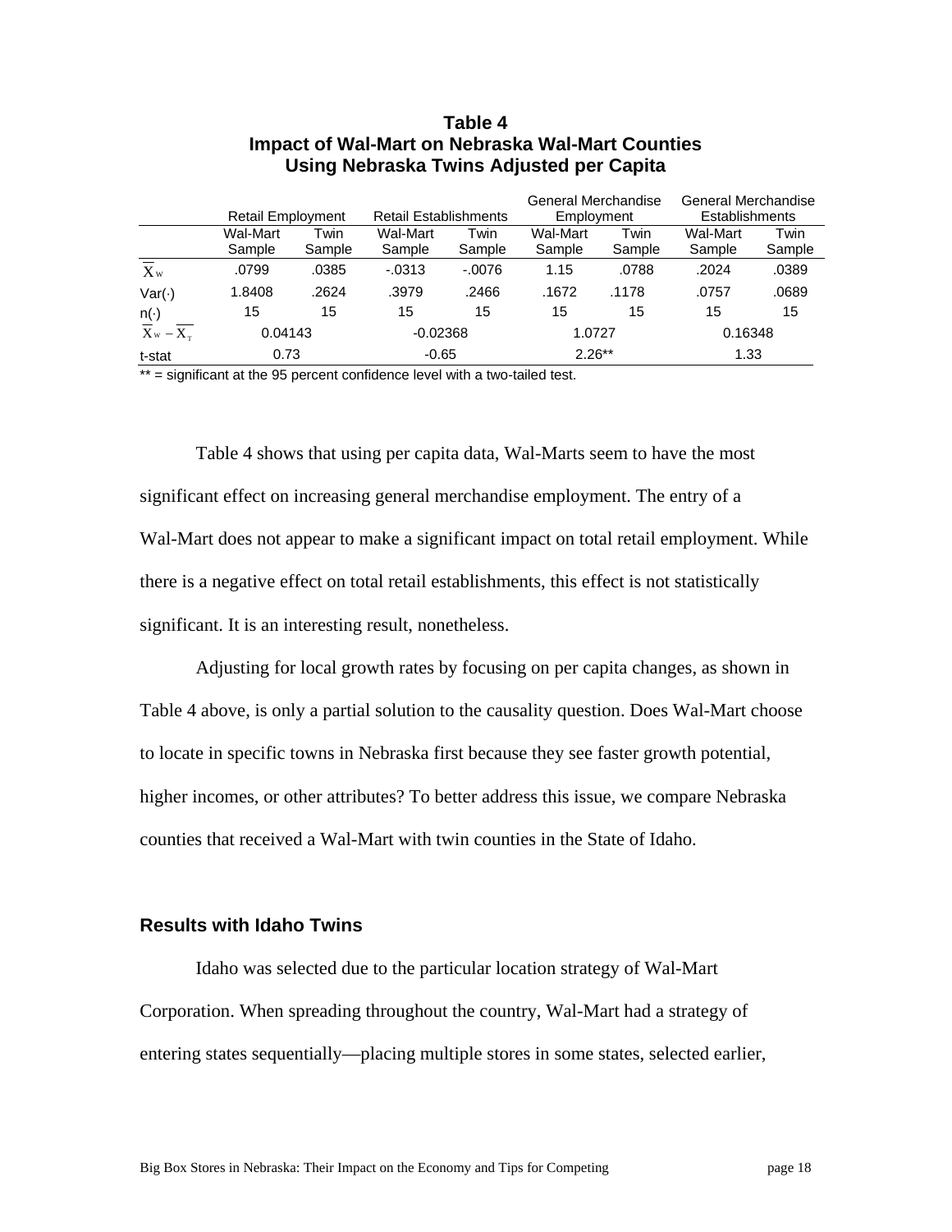**Table 4**
**Impact of Wal-Mart on Nebraska Wal-Mart Counties Using Nebraska Twins Adjusted per Capita**

| | Retail Employment | | Retail Establishments | | General Merchandise Employment | | General Merchandise Establishments | |
|---|---|---|---|---|---|---|---|---|
| | Wal-Mart Sample | Twin Sample | Wal-Mart Sample | Twin Sample | Wal-Mart Sample | Twin Sample | Wal-Mart Sample | Twin Sample |
| $\overline{X}_W$ | .0799 | .0385 | -.0313 | -.0076 | 1.15 | .0788 | .2024 | .0389 |
| Var(·) | 1.8408 | .2624 | .3979 | .2466 | .1672 | .1178 | .0757 | .0689 |
| n(·) | 15 | 15 | 15 | 15 | 15 | 15 | 15 | 15 |
| $\overline{X}_W - \overline{X}_T$ | 0.04143 | | -0.02368 | | 1.0727 | | 0.16348 | |
| t-stat | 0.73 | | -0.65 | | 2.26** | | 1.33 | |

** = significant at the 95 percent confidence level with a two-tailed test.

Table 4 shows that using per capita data, Wal-Marts seem to have the most significant effect on increasing general merchandise employment. The entry of a Wal-Mart does not appear to make a significant impact on total retail employment. While there is a negative effect on total retail establishments, this effect is not statistically significant. It is an interesting result, nonetheless.

Adjusting for local growth rates by focusing on per capita changes, as shown in Table 4 above, is only a partial solution to the causality question. Does Wal-Mart choose to locate in specific towns in Nebraska first because they see faster growth potential, higher incomes, or other attributes? To better address this issue, we compare Nebraska counties that received a Wal-Mart with twin counties in the State of Idaho.

## Results with Idaho Twins

Idaho was selected due to the particular location strategy of Wal-Mart Corporation. When spreading throughout the country, Wal-Mart had a strategy of entering states sequentially—placing multiple stores in some states, selected earlier,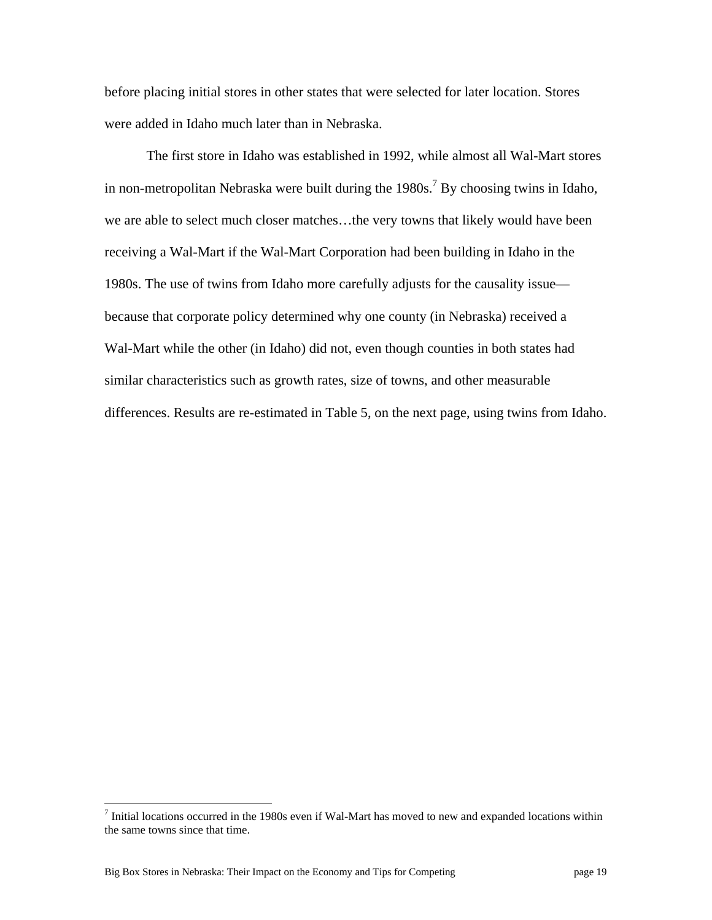before placing initial stores in other states that were selected for later location. Stores were added in Idaho much later than in Nebraska.

The first store in Idaho was established in 1992, while almost all Wal-Mart stores in non-metropolitan Nebraska were built during the 1980s.[7] By choosing twins in Idaho, we are able to select much closer matches…the very towns that likely would have been receiving a Wal-Mart if the Wal-Mart Corporation had been building in Idaho in the 1980s. The use of twins from Idaho more carefully adjusts for the causality issue—because that corporate policy determined why one county (in Nebraska) received a Wal-Mart while the other (in Idaho) did not, even though counties in both states had similar characteristics such as growth rates, size of towns, and other measurable differences. Results are re-estimated in Table 5, on the next page, using twins from Idaho.

[7] Initial locations occurred in the 1980s even if Wal-Mart has moved to new and expanded locations within the same towns since that time.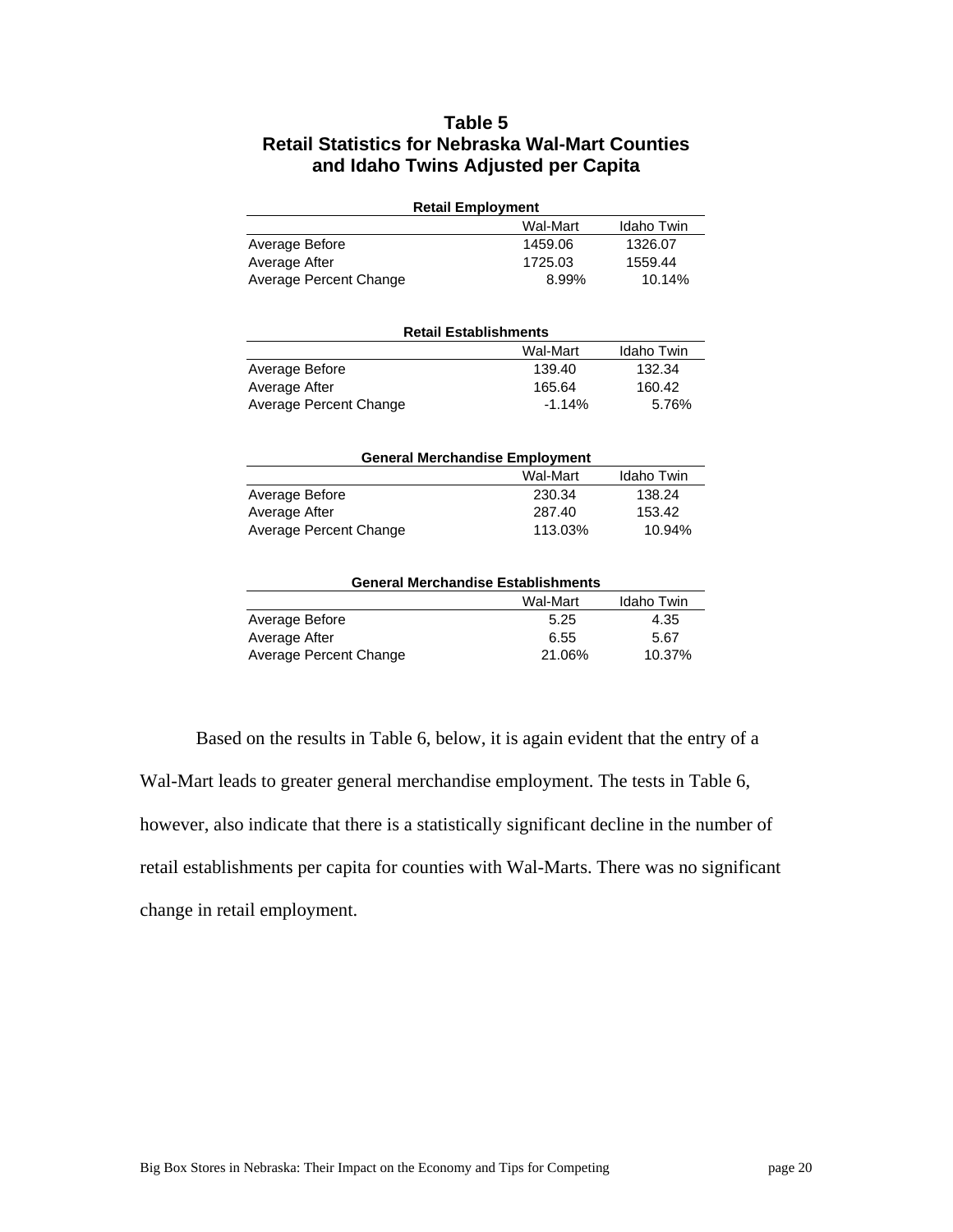**Table 5**
**Retail Statistics for Nebraska Wal-Mart Counties and Idaho Twins Adjusted per Capita**

**Retail Employment**

| | Wal-Mart | Idaho Twin |
|---|---|---|
| Average Before | 1459.06 | 1326.07 |
| Average After | 1725.03 | 1559.44 |
| Average Percent Change | 8.99% | 10.14% |

**Retail Establishments**

| | Wal-Mart | Idaho Twin |
|---|---|---|
| Average Before | 139.40 | 132.34 |
| Average After | 165.64 | 160.42 |
| Average Percent Change | -1.14% | 5.76% |

**General Merchandise Employment**

| | Wal-Mart | Idaho Twin |
|---|---|---|
| Average Before | 230.34 | 138.24 |
| Average After | 287.40 | 153.42 |
| Average Percent Change | 113.03% | 10.94% |

**General Merchandise Establishments**

| | Wal-Mart | Idaho Twin |
|---|---|---|
| Average Before | 5.25 | 4.35 |
| Average After | 6.55 | 5.67 |
| Average Percent Change | 21.06% | 10.37% |

Based on the results in Table 6, below, it is again evident that the entry of a Wal-Mart leads to greater general merchandise employment. The tests in Table 6, however, also indicate that there is a statistically significant decline in the number of retail establishments per capita for counties with Wal-Marts. There was no significant change in retail employment.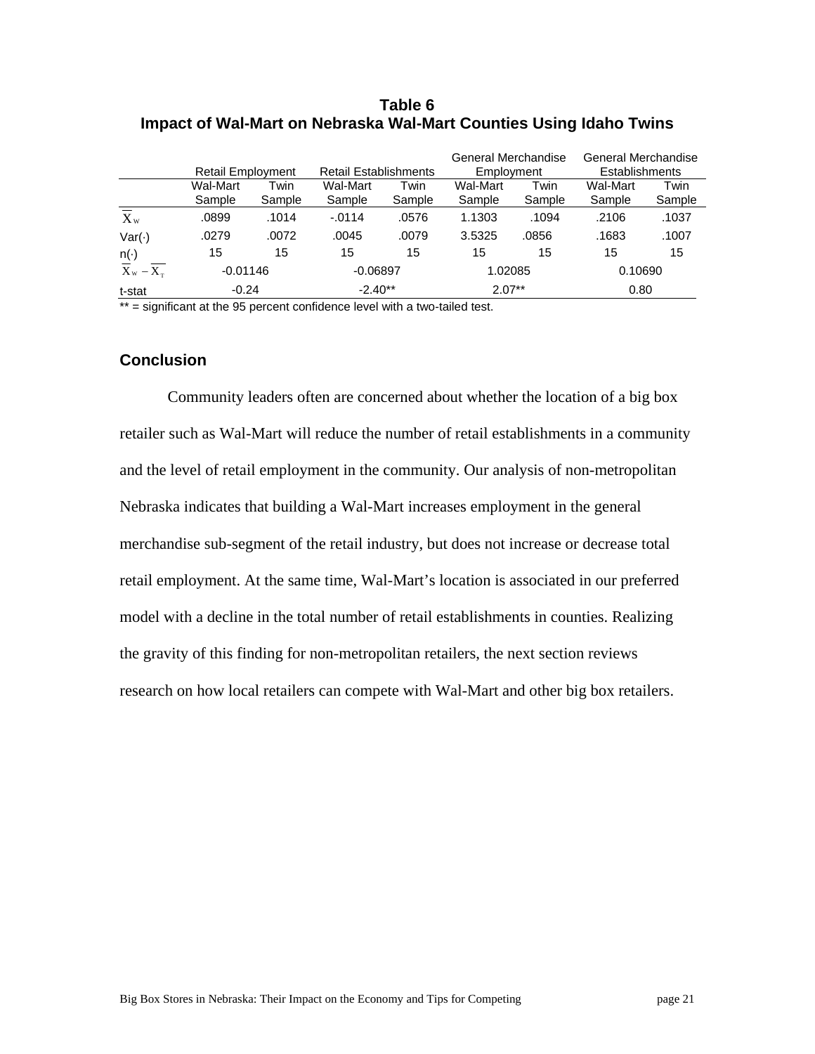**Table 6**
**Impact of Wal-Mart on Nebraska Wal-Mart Counties Using Idaho Twins**

| | Retail Employment | | Retail Establishments | | General Merchandise Employment | | General Merchandise Establishments | |
|---|---|---|---|---|---|---|---|---|
| | Wal-Mart Sample | Twin Sample | Wal-Mart Sample | Twin Sample | Wal-Mart Sample | Twin Sample | Wal-Mart Sample | Twin Sample |
| $\overline{X}_W$ | .0899 | .1014 | -.0114 | .0576 | 1.1303 | .1094 | .2106 | .1037 |
| Var(·) | .0279 | .0072 | .0045 | .0079 | 3.5325 | .0856 | .1683 | .1007 |
| n(·) | 15 | 15 | 15 | 15 | 15 | 15 | 15 | 15 |
| $\overline{X}_W - \overline{X}_T$ | -0.01146 | | -0.06897 | | 1.02085 | | 0.10690 | |
| t-stat | -0.24 | | -2.40** | | 2.07** | | 0.80 | |

** = significant at the 95 percent confidence level with a two-tailed test.

## Conclusion

Community leaders often are concerned about whether the location of a big box retailer such as Wal-Mart will reduce the number of retail establishments in a community and the level of retail employment in the community. Our analysis of non-metropolitan Nebraska indicates that building a Wal-Mart increases employment in the general merchandise sub-segment of the retail industry, but does not increase or decrease total retail employment. At the same time, Wal-Mart's location is associated in our preferred model with a decline in the total number of retail establishments in counties. Realizing the gravity of this finding for non-metropolitan retailers, the next section reviews research on how local retailers can compete with Wal-Mart and other big box retailers.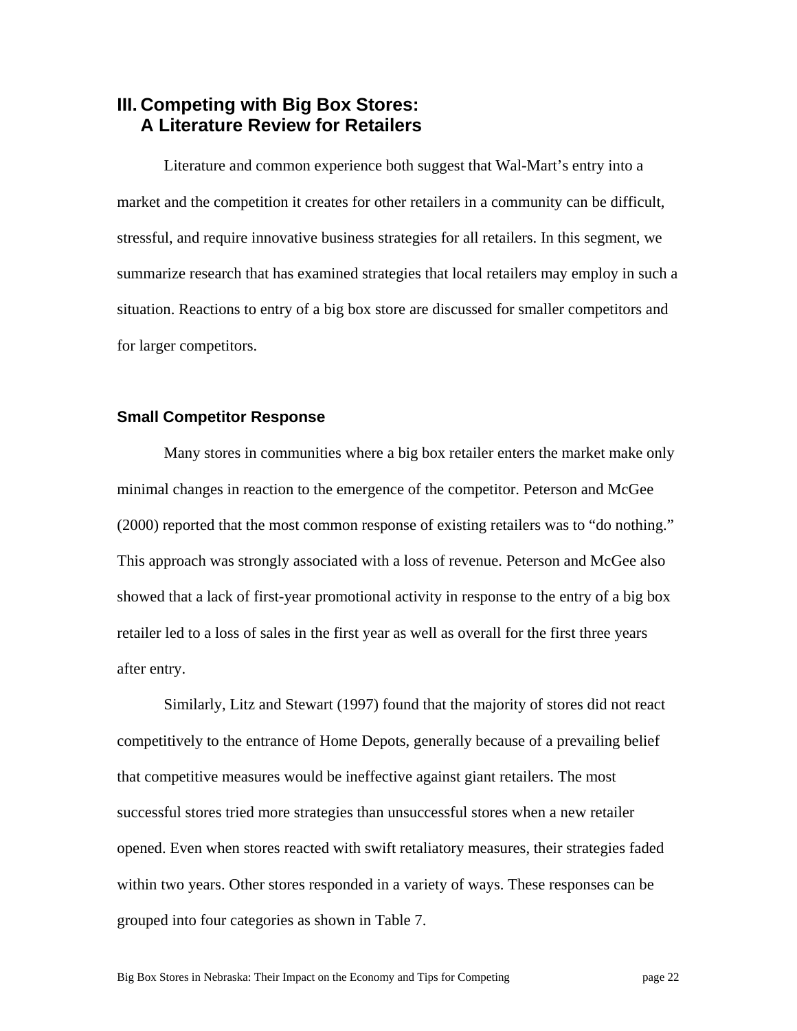## III. Competing with Big Box Stores: A Literature Review for Retailers

Literature and common experience both suggest that Wal-Mart's entry into a market and the competition it creates for other retailers in a community can be difficult, stressful, and require innovative business strategies for all retailers. In this segment, we summarize research that has examined strategies that local retailers may employ in such a situation. Reactions to entry of a big box store are discussed for smaller competitors and for larger competitors.

### Small Competitor Response

Many stores in communities where a big box retailer enters the market make only minimal changes in reaction to the emergence of the competitor. Peterson and McGee (2000) reported that the most common response of existing retailers was to "do nothing." This approach was strongly associated with a loss of revenue. Peterson and McGee also showed that a lack of first-year promotional activity in response to the entry of a big box retailer led to a loss of sales in the first year as well as overall for the first three years after entry.

Similarly, Litz and Stewart (1997) found that the majority of stores did not react competitively to the entrance of Home Depots, generally because of a prevailing belief that competitive measures would be ineffective against giant retailers. The most successful stores tried more strategies than unsuccessful stores when a new retailer opened. Even when stores reacted with swift retaliatory measures, their strategies faded within two years. Other stores responded in a variety of ways. These responses can be grouped into four categories as shown in Table 7.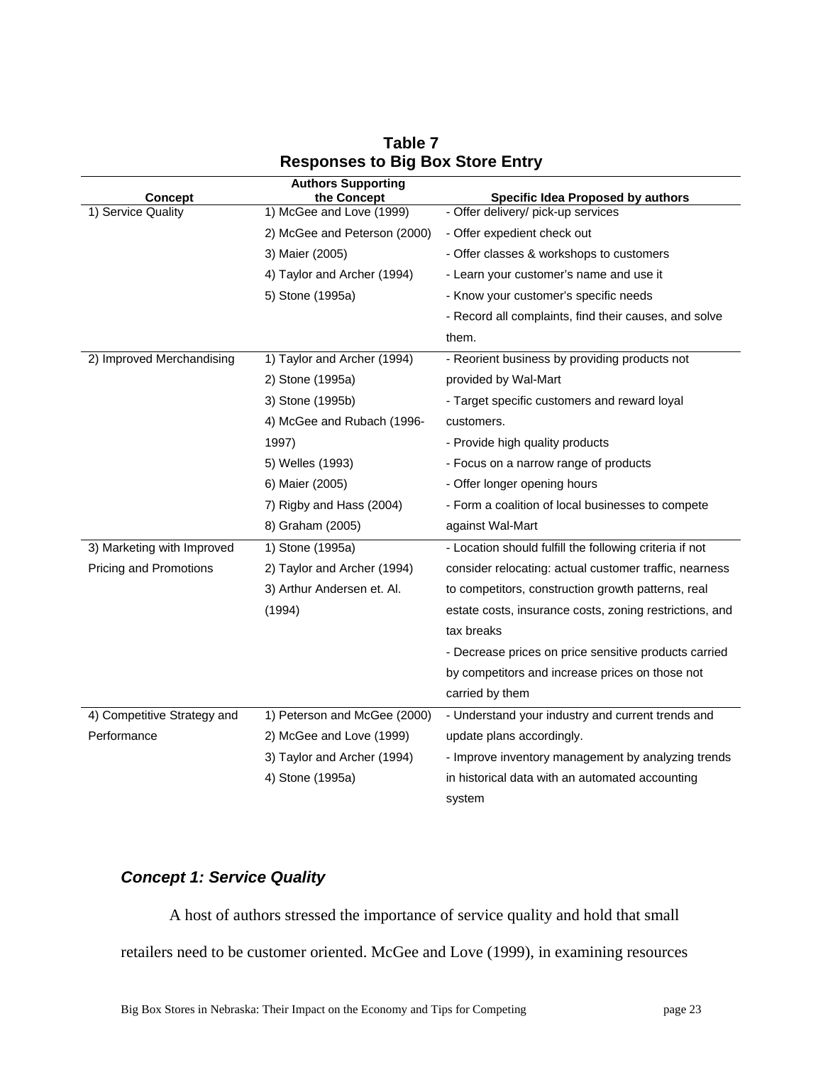**Table 7**
**Responses to Big Box Store Entry**

| Concept | Authors Supporting the Concept | Specific Idea Proposed by authors |
|---|---|---|
| 1) Service Quality | 1) McGee and Love (1999)<br>2) McGee and Peterson (2000)<br>3) Maier (2005)<br>4) Taylor and Archer (1994)<br>5) Stone (1995a) | - Offer delivery/ pick-up services<br>- Offer expedient check out<br>- Offer classes & workshops to customers<br>- Learn your customer's name and use it<br>- Know your customer's specific needs<br>- Record all complaints, find their causes, and solve them. |
| 2) Improved Merchandising | 1) Taylor and Archer (1994)<br>2) Stone (1995a)<br>3) Stone (1995b)<br>4) McGee and Rubach (1996-1997)<br>5) Welles (1993)<br>6) Maier (2005)<br>7) Rigby and Hass (2004)<br>8) Graham (2005) | - Reorient business by providing products not provided by Wal-Mart<br>- Target specific customers and reward loyal customers.<br>- Provide high quality products<br>- Focus on a narrow range of products<br>- Offer longer opening hours<br>- Form a coalition of local businesses to compete against Wal-Mart |
| 3) Marketing with Improved Pricing and Promotions | 1) Stone (1995a)<br>2) Taylor and Archer (1994)<br>3) Arthur Andersen et. Al. (1994) | - Location should fulfill the following criteria if not consider relocating: actual customer traffic, nearness to competitors, construction growth patterns, real estate costs, insurance costs, zoning restrictions, and tax breaks<br>- Decrease prices on price sensitive products carried by competitors and increase prices on those not carried by them |
| 4) Competitive Strategy and Performance | 1) Peterson and McGee (2000)<br>2) McGee and Love (1999)<br>3) Taylor and Archer (1994)<br>4) Stone (1995a) | - Understand your industry and current trends and update plans accordingly.<br>- Improve inventory management by analyzing trends in historical data with an automated accounting system |

### *Concept 1: Service Quality*

A host of authors stressed the importance of service quality and hold that small retailers need to be customer oriented. McGee and Love (1999), in examining resources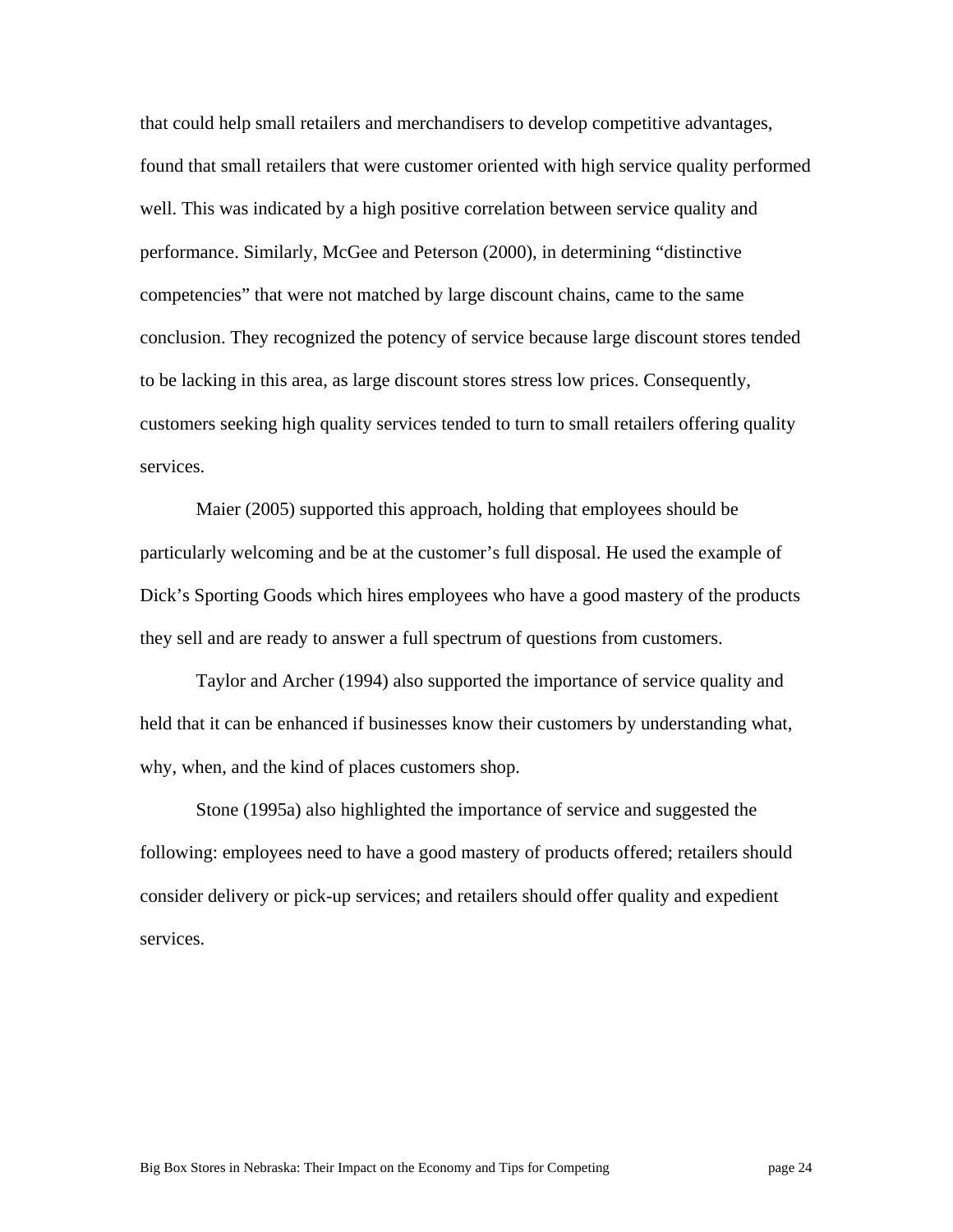that could help small retailers and merchandisers to develop competitive advantages, found that small retailers that were customer oriented with high service quality performed well. This was indicated by a high positive correlation between service quality and performance. Similarly, McGee and Peterson (2000), in determining "distinctive competencies" that were not matched by large discount chains, came to the same conclusion. They recognized the potency of service because large discount stores tended to be lacking in this area, as large discount stores stress low prices. Consequently, customers seeking high quality services tended to turn to small retailers offering quality services.

Maier (2005) supported this approach, holding that employees should be particularly welcoming and be at the customer's full disposal. He used the example of Dick's Sporting Goods which hires employees who have a good mastery of the products they sell and are ready to answer a full spectrum of questions from customers.

Taylor and Archer (1994) also supported the importance of service quality and held that it can be enhanced if businesses know their customers by understanding what, why, when, and the kind of places customers shop.

Stone (1995a) also highlighted the importance of service and suggested the following: employees need to have a good mastery of products offered; retailers should consider delivery or pick-up services; and retailers should offer quality and expedient services.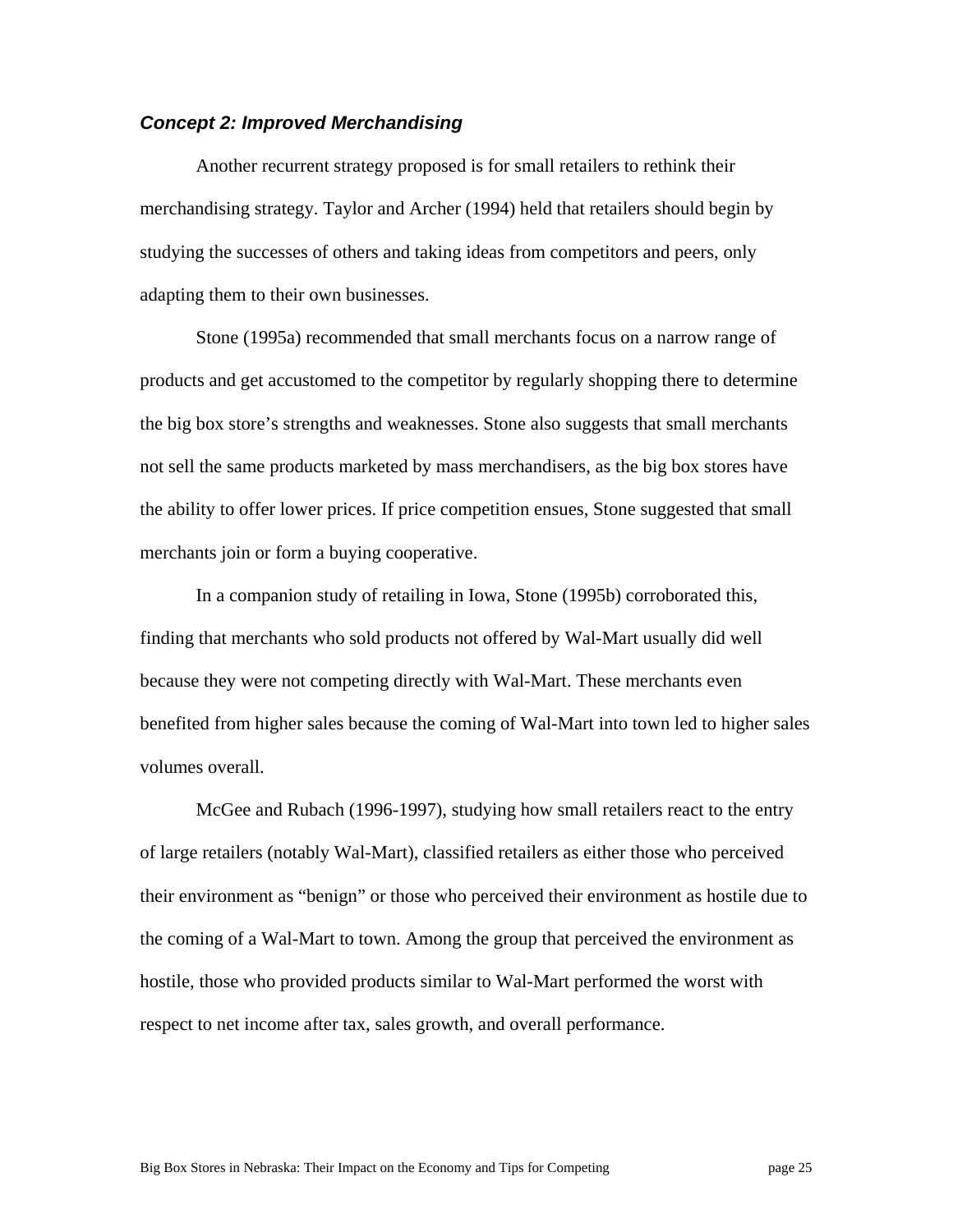### *Concept 2: Improved Merchandising*

Another recurrent strategy proposed is for small retailers to rethink their merchandising strategy. Taylor and Archer (1994) held that retailers should begin by studying the successes of others and taking ideas from competitors and peers, only adapting them to their own businesses.

Stone (1995a) recommended that small merchants focus on a narrow range of products and get accustomed to the competitor by regularly shopping there to determine the big box store's strengths and weaknesses. Stone also suggests that small merchants not sell the same products marketed by mass merchandisers, as the big box stores have the ability to offer lower prices. If price competition ensues, Stone suggested that small merchants join or form a buying cooperative.

In a companion study of retailing in Iowa, Stone (1995b) corroborated this, finding that merchants who sold products not offered by Wal-Mart usually did well because they were not competing directly with Wal-Mart. These merchants even benefited from higher sales because the coming of Wal-Mart into town led to higher sales volumes overall.

McGee and Rubach (1996-1997), studying how small retailers react to the entry of large retailers (notably Wal-Mart), classified retailers as either those who perceived their environment as "benign" or those who perceived their environment as hostile due to the coming of a Wal-Mart to town. Among the group that perceived the environment as hostile, those who provided products similar to Wal-Mart performed the worst with respect to net income after tax, sales growth, and overall performance.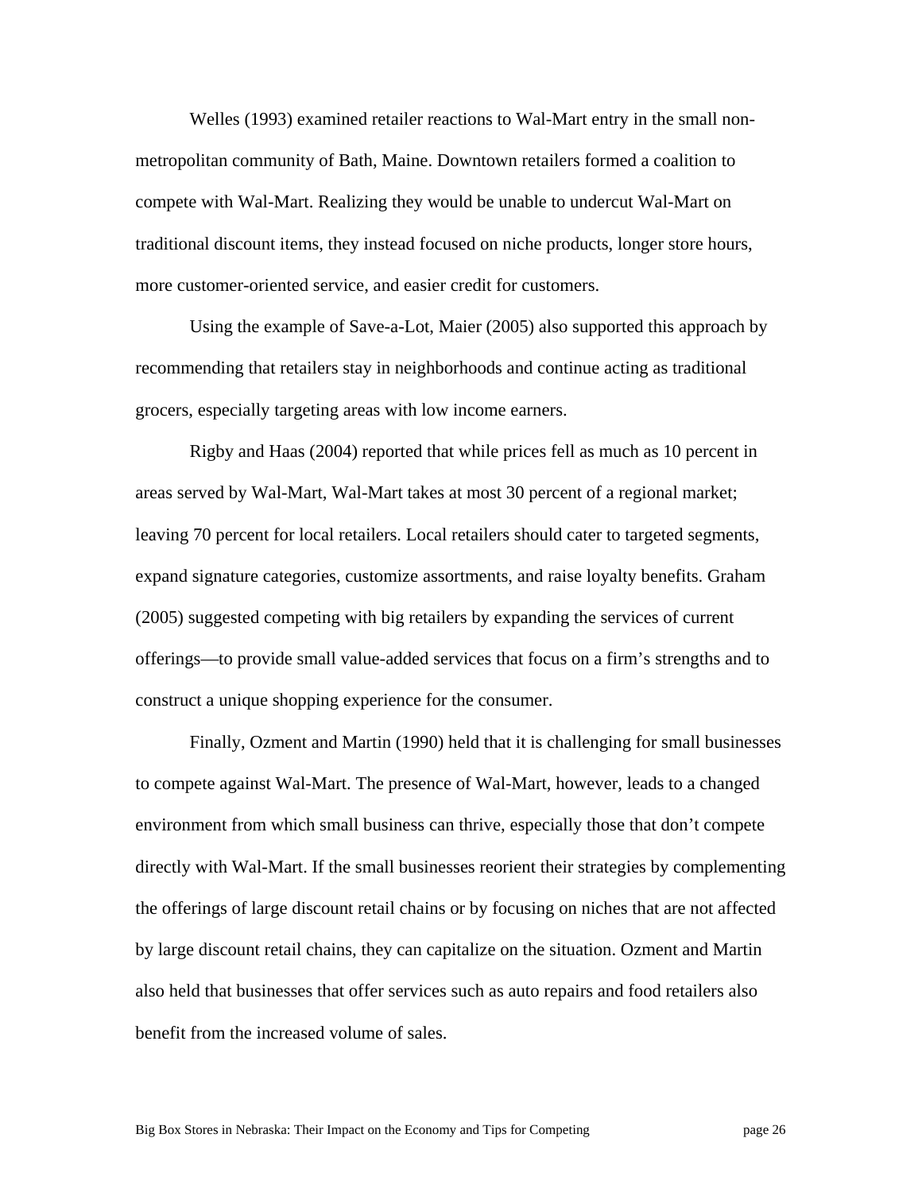Welles (1993) examined retailer reactions to Wal-Mart entry in the small non-metropolitan community of Bath, Maine. Downtown retailers formed a coalition to compete with Wal-Mart. Realizing they would be unable to undercut Wal-Mart on traditional discount items, they instead focused on niche products, longer store hours, more customer-oriented service, and easier credit for customers.

Using the example of Save-a-Lot, Maier (2005) also supported this approach by recommending that retailers stay in neighborhoods and continue acting as traditional grocers, especially targeting areas with low income earners.

Rigby and Haas (2004) reported that while prices fell as much as 10 percent in areas served by Wal-Mart, Wal-Mart takes at most 30 percent of a regional market; leaving 70 percent for local retailers. Local retailers should cater to targeted segments, expand signature categories, customize assortments, and raise loyalty benefits. Graham (2005) suggested competing with big retailers by expanding the services of current offerings—to provide small value-added services that focus on a firm's strengths and to construct a unique shopping experience for the consumer.

Finally, Ozment and Martin (1990) held that it is challenging for small businesses to compete against Wal-Mart. The presence of Wal-Mart, however, leads to a changed environment from which small business can thrive, especially those that don't compete directly with Wal-Mart. If the small businesses reorient their strategies by complementing the offerings of large discount retail chains or by focusing on niches that are not affected by large discount retail chains, they can capitalize on the situation. Ozment and Martin also held that businesses that offer services such as auto repairs and food retailers also benefit from the increased volume of sales.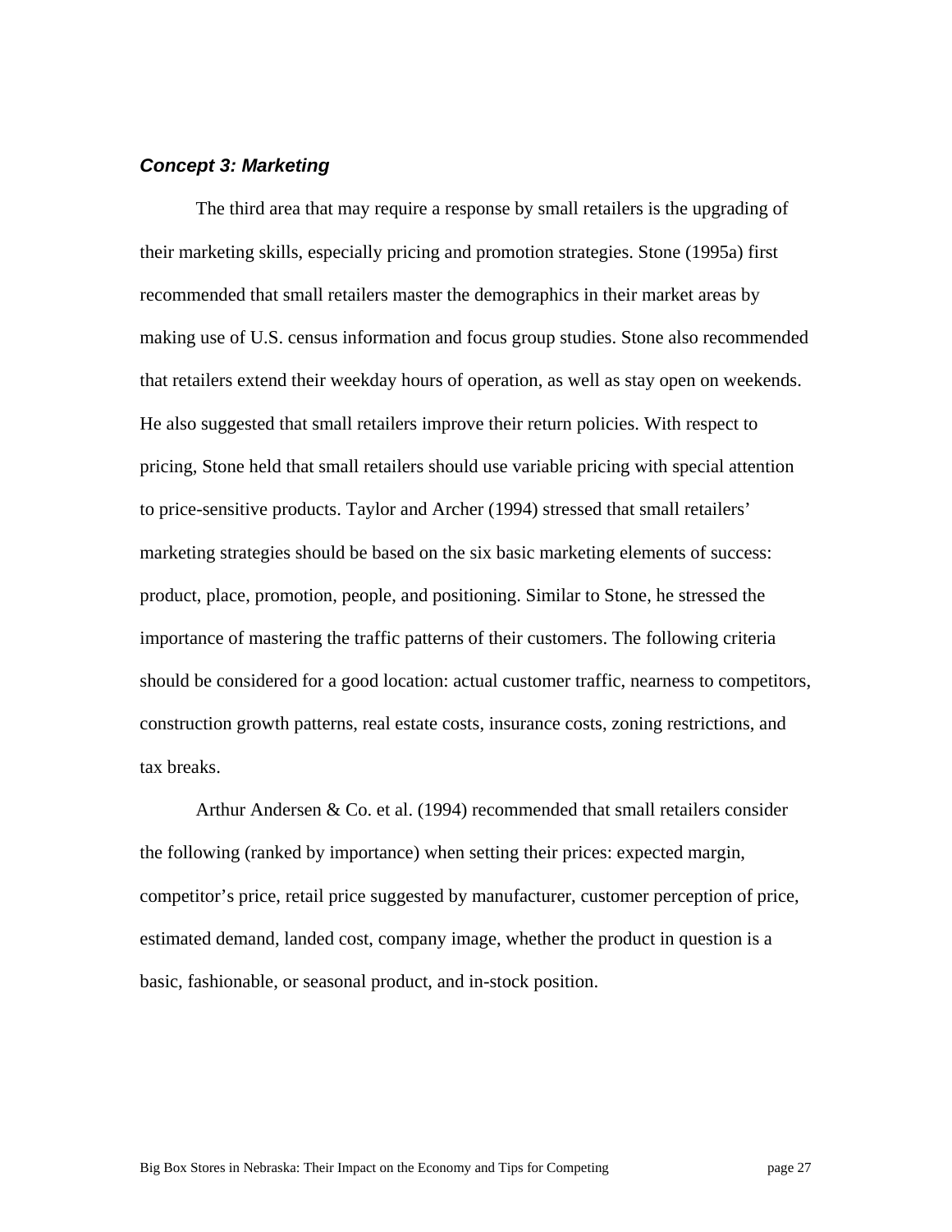### *Concept 3: Marketing*

The third area that may require a response by small retailers is the upgrading of their marketing skills, especially pricing and promotion strategies. Stone (1995a) first recommended that small retailers master the demographics in their market areas by making use of U.S. census information and focus group studies. Stone also recommended that retailers extend their weekday hours of operation, as well as stay open on weekends. He also suggested that small retailers improve their return policies. With respect to pricing, Stone held that small retailers should use variable pricing with special attention to price-sensitive products. Taylor and Archer (1994) stressed that small retailers' marketing strategies should be based on the six basic marketing elements of success: product, place, promotion, people, and positioning. Similar to Stone, he stressed the importance of mastering the traffic patterns of their customers. The following criteria should be considered for a good location: actual customer traffic, nearness to competitors, construction growth patterns, real estate costs, insurance costs, zoning restrictions, and tax breaks.

Arthur Andersen & Co. et al. (1994) recommended that small retailers consider the following (ranked by importance) when setting their prices: expected margin, competitor's price, retail price suggested by manufacturer, customer perception of price, estimated demand, landed cost, company image, whether the product in question is a basic, fashionable, or seasonal product, and in-stock position.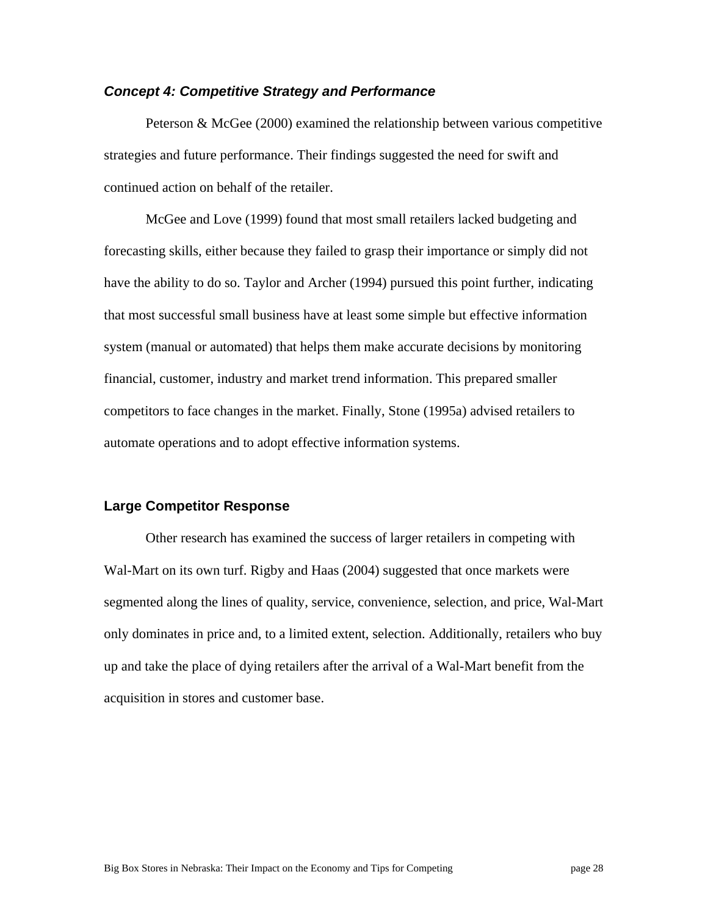### *Concept 4: Competitive Strategy and Performance*

Peterson & McGee (2000) examined the relationship between various competitive strategies and future performance. Their findings suggested the need for swift and continued action on behalf of the retailer.

McGee and Love (1999) found that most small retailers lacked budgeting and forecasting skills, either because they failed to grasp their importance or simply did not have the ability to do so. Taylor and Archer (1994) pursued this point further, indicating that most successful small business have at least some simple but effective information system (manual or automated) that helps them make accurate decisions by monitoring financial, customer, industry and market trend information. This prepared smaller competitors to face changes in the market. Finally, Stone (1995a) advised retailers to automate operations and to adopt effective information systems.

## Large Competitor Response

Other research has examined the success of larger retailers in competing with Wal-Mart on its own turf. Rigby and Haas (2004) suggested that once markets were segmented along the lines of quality, service, convenience, selection, and price, Wal-Mart only dominates in price and, to a limited extent, selection. Additionally, retailers who buy up and take the place of dying retailers after the arrival of a Wal-Mart benefit from the acquisition in stores and customer base.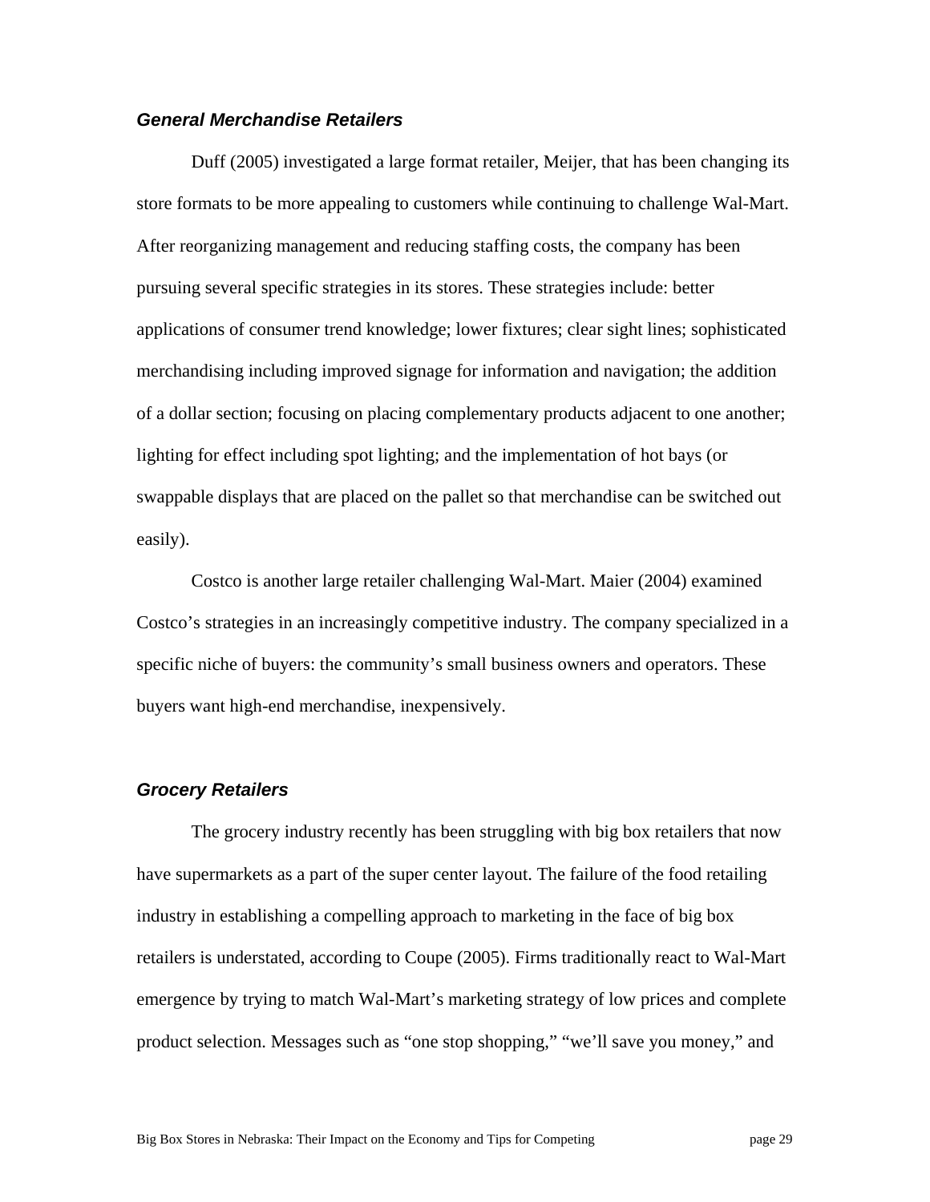### *General Merchandise Retailers*

Duff (2005) investigated a large format retailer, Meijer, that has been changing its store formats to be more appealing to customers while continuing to challenge Wal-Mart. After reorganizing management and reducing staffing costs, the company has been pursuing several specific strategies in its stores. These strategies include: better applications of consumer trend knowledge; lower fixtures; clear sight lines; sophisticated merchandising including improved signage for information and navigation; the addition of a dollar section; focusing on placing complementary products adjacent to one another; lighting for effect including spot lighting; and the implementation of hot bays (or swappable displays that are placed on the pallet so that merchandise can be switched out easily).

Costco is another large retailer challenging Wal-Mart. Maier (2004) examined Costco's strategies in an increasingly competitive industry. The company specialized in a specific niche of buyers: the community's small business owners and operators. These buyers want high-end merchandise, inexpensively.

### *Grocery Retailers*

The grocery industry recently has been struggling with big box retailers that now have supermarkets as a part of the super center layout. The failure of the food retailing industry in establishing a compelling approach to marketing in the face of big box retailers is understated, according to Coupe (2005). Firms traditionally react to Wal-Mart emergence by trying to match Wal-Mart's marketing strategy of low prices and complete product selection. Messages such as "one stop shopping," "we'll save you money," and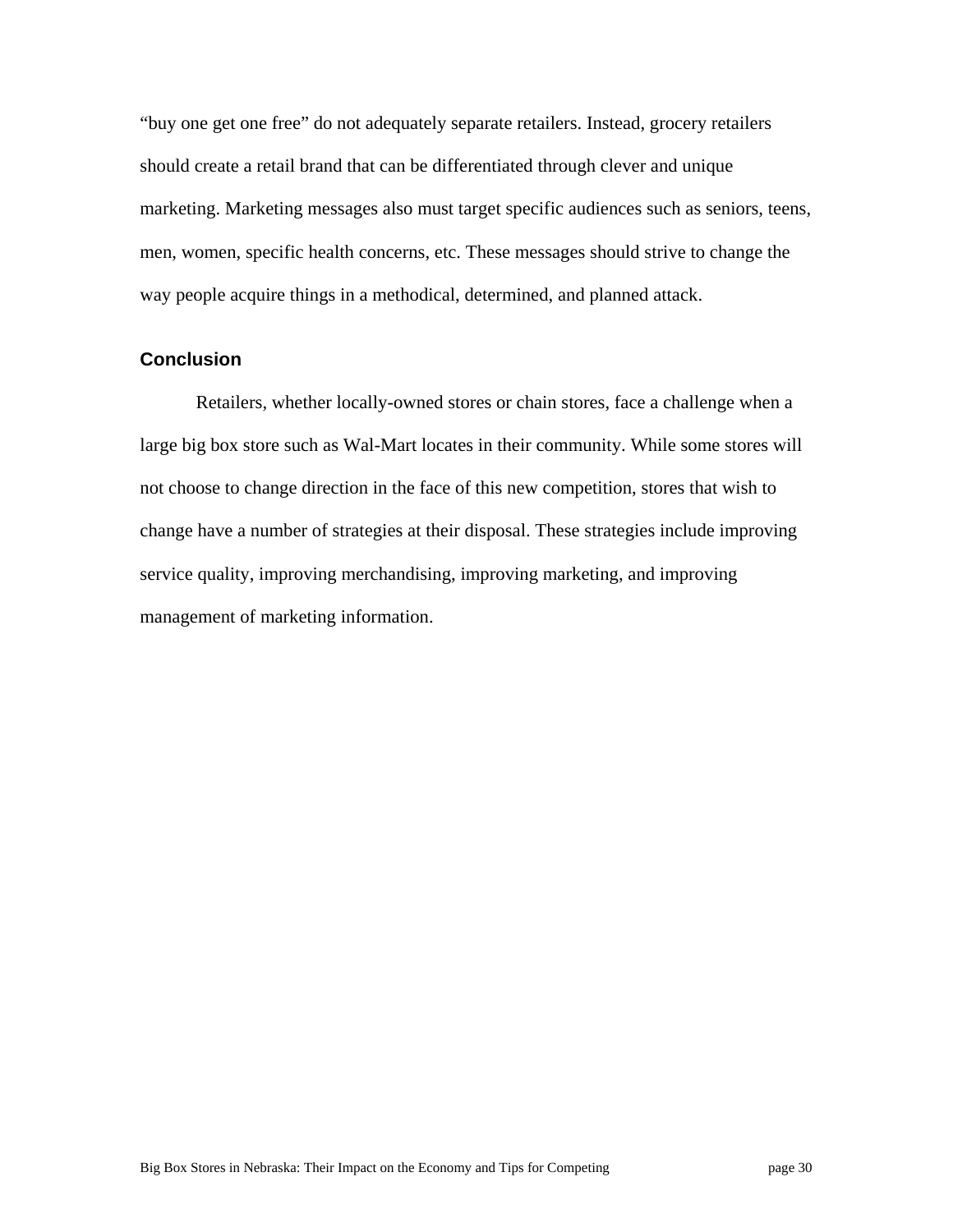"buy one get one free" do not adequately separate retailers. Instead, grocery retailers should create a retail brand that can be differentiated through clever and unique marketing. Marketing messages also must target specific audiences such as seniors, teens, men, women, specific health concerns, etc. These messages should strive to change the way people acquire things in a methodical, determined, and planned attack.

## Conclusion

Retailers, whether locally-owned stores or chain stores, face a challenge when a large big box store such as Wal-Mart locates in their community. While some stores will not choose to change direction in the face of this new competition, stores that wish to change have a number of strategies at their disposal. These strategies include improving service quality, improving merchandising, improving marketing, and improving management of marketing information.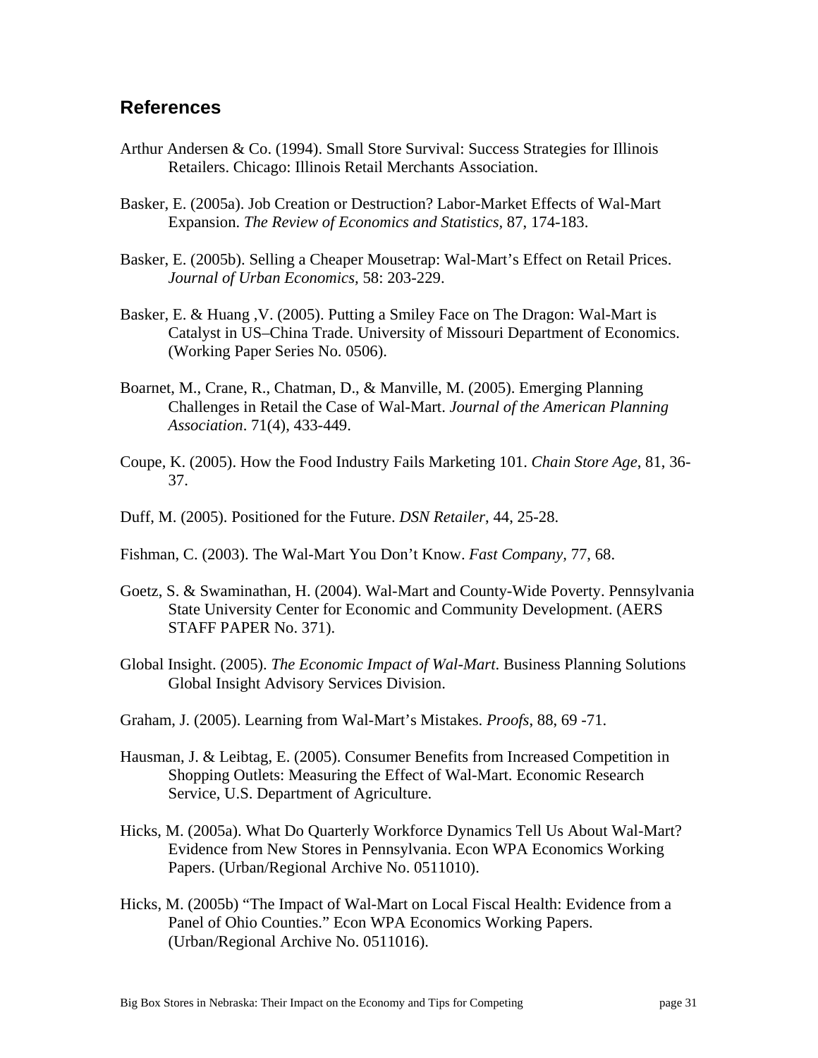## References

Arthur Andersen & Co. (1994). Small Store Survival: Success Strategies for Illinois Retailers. Chicago: Illinois Retail Merchants Association.

Basker, E. (2005a). Job Creation or Destruction? Labor-Market Effects of Wal-Mart Expansion. *The Review of Economics and Statistics,* 87, 174-183.

Basker, E. (2005b). Selling a Cheaper Mousetrap: Wal-Mart's Effect on Retail Prices. *Journal of Urban Economics,* 58: 203-229.

Basker, E. & Huang ,V. (2005). Putting a Smiley Face on The Dragon: Wal-Mart is Catalyst in US–China Trade. University of Missouri Department of Economics. (Working Paper Series No. 0506).

Boarnet, M., Crane, R., Chatman, D., & Manville, M. (2005). Emerging Planning Challenges in Retail the Case of Wal-Mart. *Journal of the American Planning Association*. 71(4), 433-449.

Coupe, K. (2005). How the Food Industry Fails Marketing 101. *Chain Store Age*, 81, 36-37.

Duff, M. (2005). Positioned for the Future. *DSN Retailer*, 44, 25-28.

Fishman, C. (2003). The Wal-Mart You Don't Know. *Fast Company*, 77, 68.

Goetz, S. & Swaminathan, H. (2004). Wal-Mart and County-Wide Poverty. Pennsylvania State University Center for Economic and Community Development. (AERS STAFF PAPER No. 371).

Global Insight. (2005). *The Economic Impact of Wal-Mart*. Business Planning Solutions Global Insight Advisory Services Division.

Graham, J. (2005). Learning from Wal-Mart's Mistakes. *Proofs*, 88, 69 -71.

Hausman, J. & Leibtag, E. (2005). Consumer Benefits from Increased Competition in Shopping Outlets: Measuring the Effect of Wal-Mart. Economic Research Service, U.S. Department of Agriculture.

Hicks, M. (2005a). What Do Quarterly Workforce Dynamics Tell Us About Wal-Mart? Evidence from New Stores in Pennsylvania. Econ WPA Economics Working Papers. (Urban/Regional Archive No. 0511010).

Hicks, M. (2005b) "The Impact of Wal-Mart on Local Fiscal Health: Evidence from a Panel of Ohio Counties." Econ WPA Economics Working Papers. (Urban/Regional Archive No. 0511016).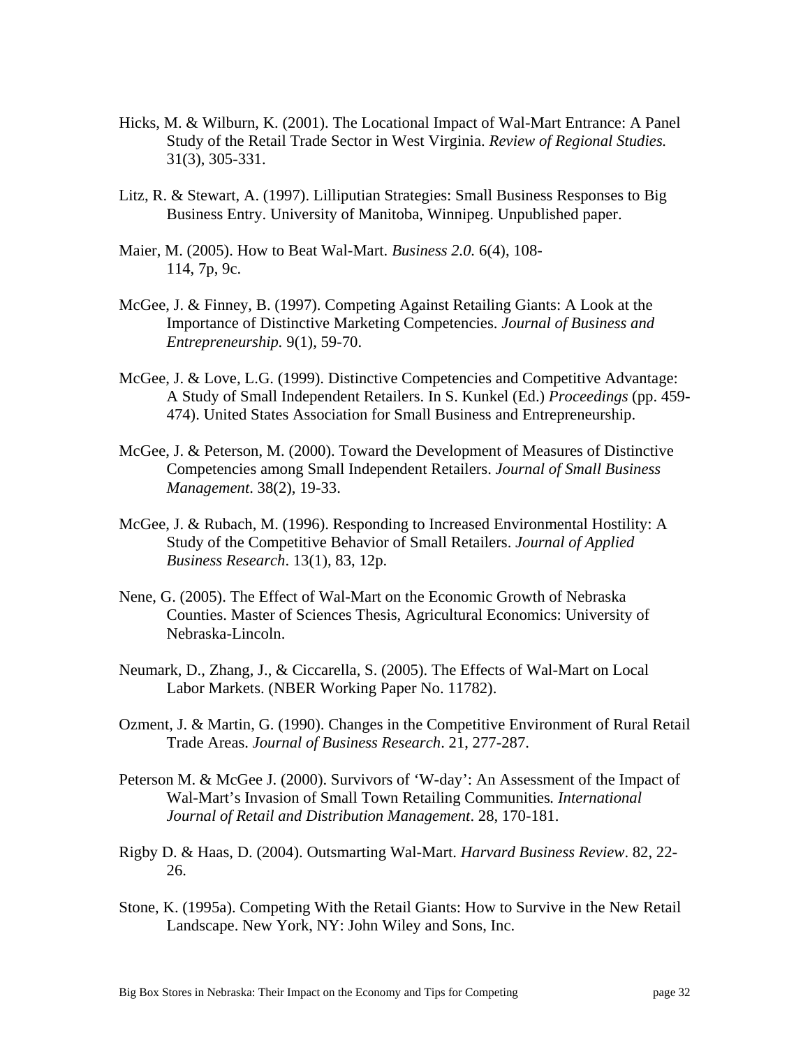Hicks, M. & Wilburn, K. (2001). The Locational Impact of Wal-Mart Entrance: A Panel Study of the Retail Trade Sector in West Virginia. *Review of Regional Studies.* 31(3), 305-331.

Litz, R. & Stewart, A. (1997). Lilliputian Strategies: Small Business Responses to Big Business Entry. University of Manitoba, Winnipeg. Unpublished paper.

Maier, M. (2005). How to Beat Wal-Mart. *Business 2.0.* 6(4), 108-114, 7p, 9c.

McGee, J. & Finney, B. (1997). Competing Against Retailing Giants: A Look at the Importance of Distinctive Marketing Competencies. *Journal of Business and Entrepreneurship.* 9(1), 59-70.

McGee, J. & Love, L.G. (1999). Distinctive Competencies and Competitive Advantage: A Study of Small Independent Retailers. In S. Kunkel (Ed.) *Proceedings* (pp. 459-474). United States Association for Small Business and Entrepreneurship.

McGee, J. & Peterson, M. (2000). Toward the Development of Measures of Distinctive Competencies among Small Independent Retailers. *Journal of Small Business Management*. 38(2), 19-33.

McGee, J. & Rubach, M. (1996). Responding to Increased Environmental Hostility: A Study of the Competitive Behavior of Small Retailers. *Journal of Applied Business Research*. 13(1), 83, 12p.

Nene, G. (2005). The Effect of Wal-Mart on the Economic Growth of Nebraska Counties. Master of Sciences Thesis, Agricultural Economics: University of Nebraska-Lincoln.

Neumark, D., Zhang, J., & Ciccarella, S. (2005). The Effects of Wal-Mart on Local Labor Markets. (NBER Working Paper No. 11782).

Ozment, J. & Martin, G. (1990). Changes in the Competitive Environment of Rural Retail Trade Areas. *Journal of Business Research*. 21, 277-287.

Peterson M. & McGee J. (2000). Survivors of 'W-day': An Assessment of the Impact of Wal-Mart's Invasion of Small Town Retailing Communities*.* *International Journal of Retail and Distribution Management*. 28, 170-181.

Rigby D. & Haas, D. (2004). Outsmarting Wal-Mart. *Harvard Business Review*. 82, 22-26.

Stone, K. (1995a). Competing With the Retail Giants: How to Survive in the New Retail Landscape. New York, NY: John Wiley and Sons, Inc.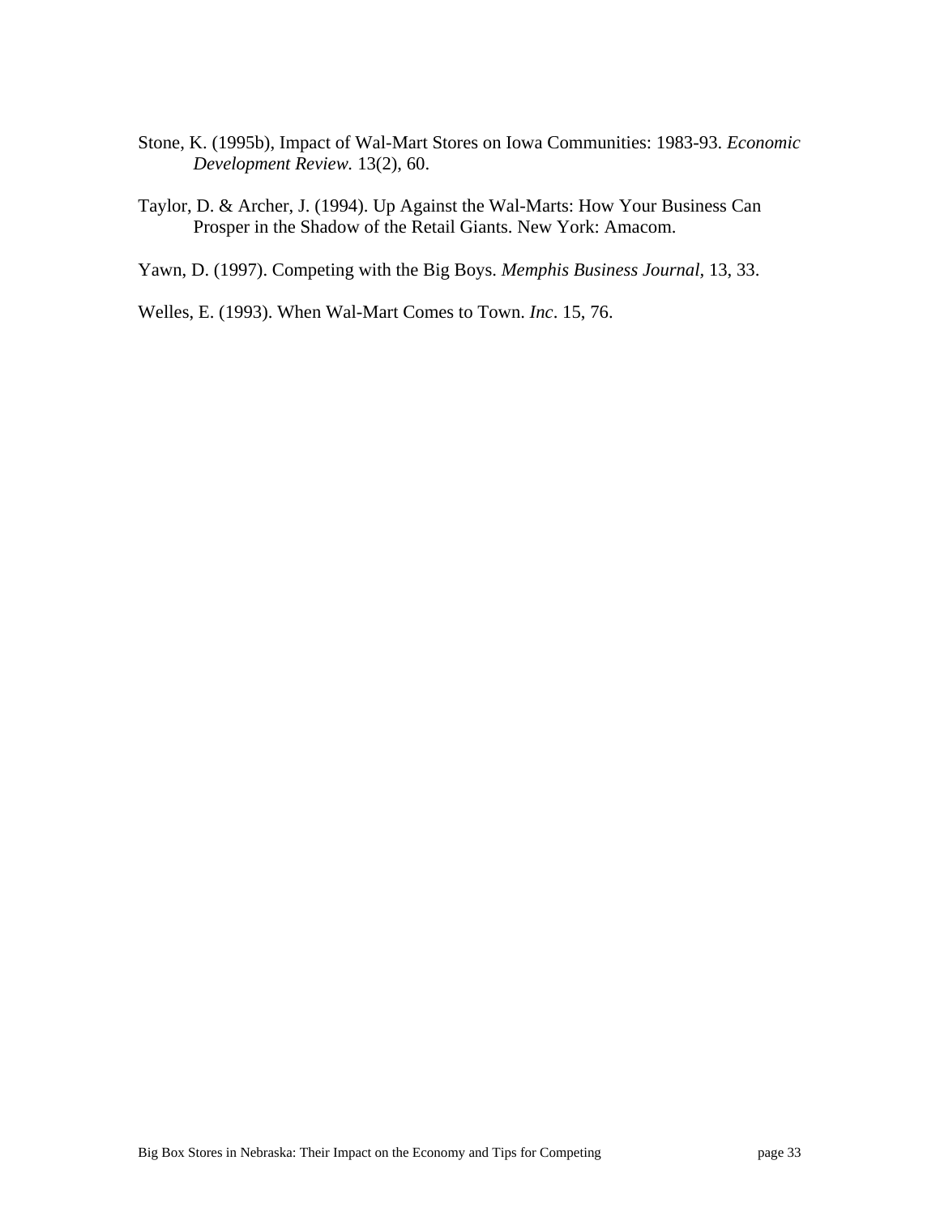Stone, K. (1995b), Impact of Wal-Mart Stores on Iowa Communities: 1983-93. *Economic Development Review.* 13(2), 60.

Taylor, D. & Archer, J. (1994). Up Against the Wal-Marts: How Your Business Can Prosper in the Shadow of the Retail Giants. New York: Amacom.

Yawn, D. (1997). Competing with the Big Boys. *Memphis Business Journal*, 13, 33.

Welles, E. (1993). When Wal-Mart Comes to Town. *Inc*. 15, 76.